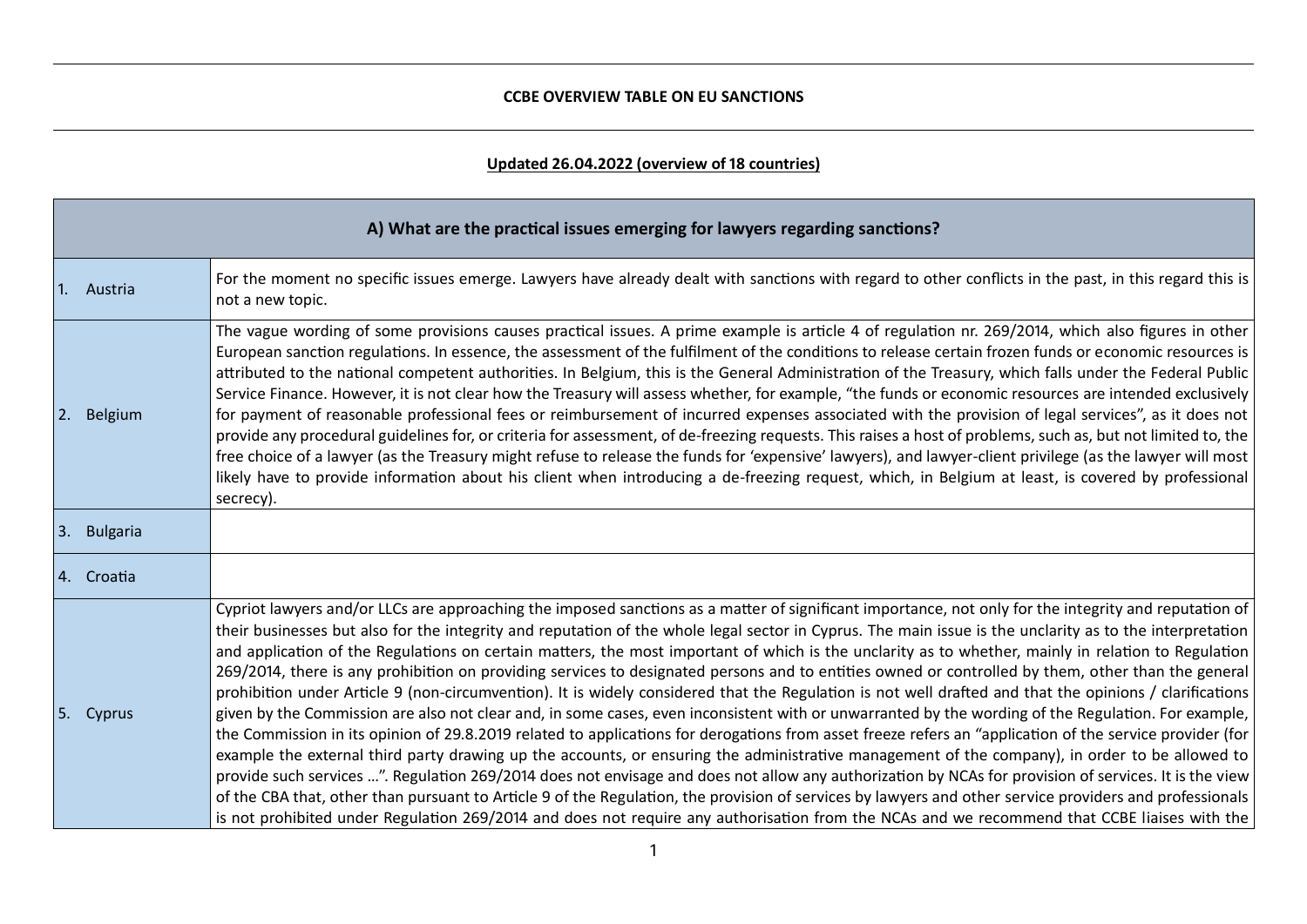# CCBE OVERVIEW TABLE ON EU SANCTIONS

**Updated 26.04.2022 (overview of 18 countries)**

| A) What are the practical issues emerging for lawyers regarding sanctions? | |
|---|---|
| 1. Austria | For the moment no specific issues emerge. Lawyers have already dealt with sanctions with regard to other conflicts in the past, in this regard this is not a new topic. |
| 2. Belgium | The vague wording of some provisions causes practical issues. A prime example is article 4 of regulation nr. 269/2014, which also figures in other European sanction regulations. In essence, the assessment of the fulfilment of the conditions to release certain frozen funds or economic resources is attributed to the national competent authorities. In Belgium, this is the General Administration of the Treasury, which falls under the Federal Public Service Finance. However, it is not clear how the Treasury will assess whether, for example, "the funds or economic resources are intended exclusively for payment of reasonable professional fees or reimbursement of incurred expenses associated with the provision of legal services", as it does not provide any procedural guidelines for, or criteria for assessment, of de-freezing requests. This raises a host of problems, such as, but not limited to, the free choice of a lawyer (as the Treasury might refuse to release the funds for 'expensive' lawyers), and lawyer-client privilege (as the lawyer will most likely have to provide information about his client when introducing a de-freezing request, which, in Belgium at least, is covered by professional secrecy). |
| 3. Bulgaria | |
| 4. Croatia | |
| 5. Cyprus | Cypriot lawyers and/or LLCs are approaching the imposed sanctions as a matter of significant importance, not only for the integrity and reputation of their businesses but also for the integrity and reputation of the whole legal sector in Cyprus. The main issue is the unclarity as to the interpretation and application of the Regulations on certain matters, the most important of which is the unclarity as to whether, mainly in relation to Regulation 269/2014, there is any prohibition on providing services to designated persons and to entities owned or controlled by them, other than the general prohibition under Article 9 (non-circumvention). It is widely considered that the Regulation is not well drafted and that the opinions / clarifications given by the Commission are also not clear and, in some cases, even inconsistent with or unwarranted by the wording of the Regulation. For example, the Commission in its opinion of 29.8.2019 related to applications for derogations from asset freeze refers an "application of the service provider (for example the external third party drawing up the accounts, or ensuring the administrative management of the company), in order to be allowed to provide such services …". Regulation 269/2014 does not envisage and does not allow any authorization by NCAs for provision of services. It is the view of the CBA that, other than pursuant to Article 9 of the Regulation, the provision of services by lawyers and other service providers and professionals is not prohibited under Regulation 269/2014 and does not require any authorisation from the NCAs and we recommend that CCBE liaises with the |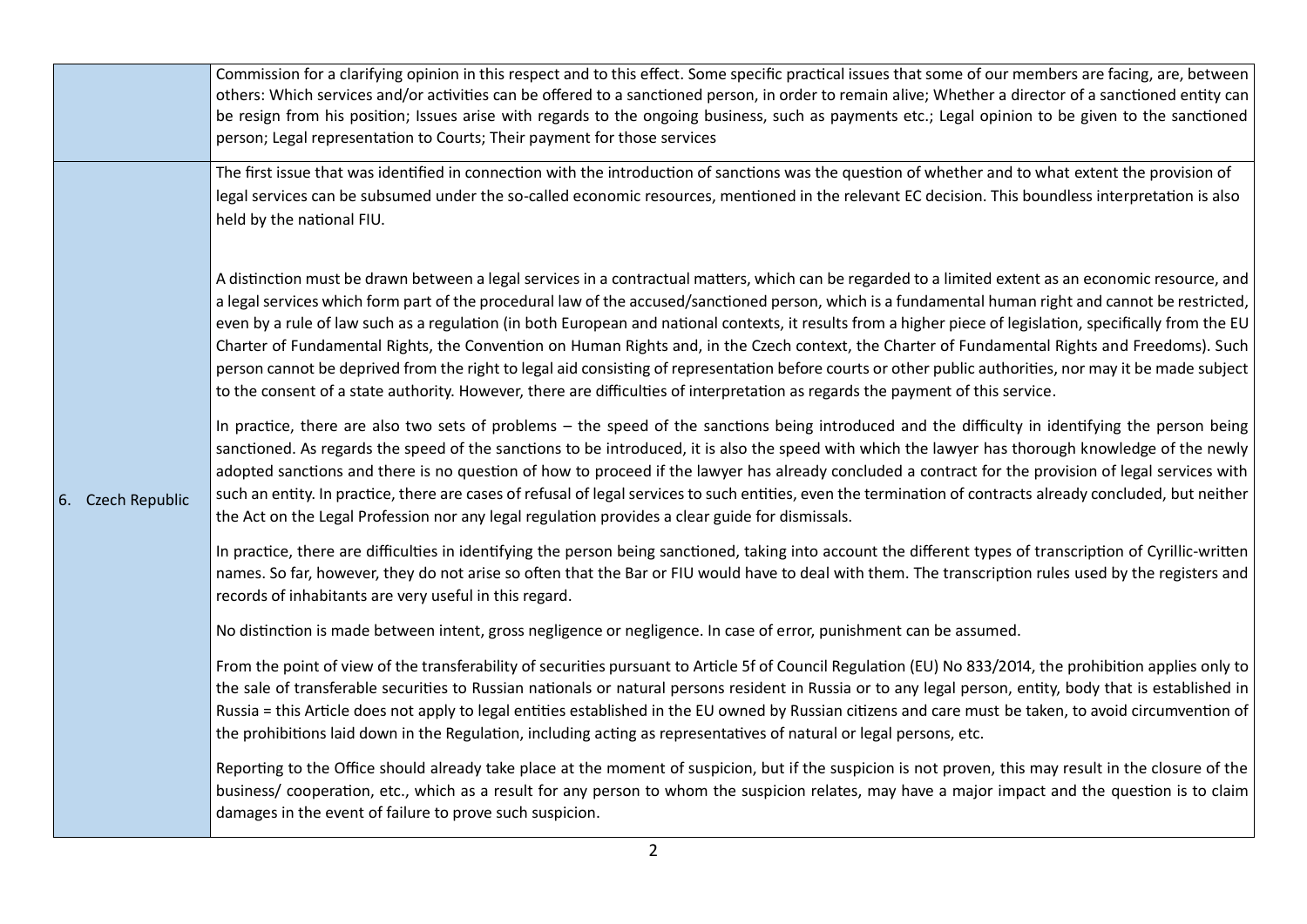| | |
|---|---|
| | Commission for a clarifying opinion in this respect and to this effect. Some specific practical issues that some of our members are facing, are, between others: Which services and/or activities can be offered to a sanctioned person, in order to remain alive; Whether a director of a sanctioned entity can be resign from his position; Issues arise with regards to the ongoing business, such as payments etc.; Legal opinion to be given to the sanctioned person; Legal representation to Courts; Their payment for those services |
| 6. Czech Republic | The first issue that was identified in connection with the introduction of sanctions was the question of whether and to what extent the provision of legal services can be subsumed under the so-called economic resources, mentioned in the relevant EC decision. This boundless interpretation is also held by the national FIU.<br><br>A distinction must be drawn between a legal services in a contractual matters, which can be regarded to a limited extent as an economic resource, and a legal services which form part of the procedural law of the accused/sanctioned person, which is a fundamental human right and cannot be restricted, even by a rule of law such as a regulation (in both European and national contexts, it results from a higher piece of legislation, specifically from the EU Charter of Fundamental Rights, the Convention on Human Rights and, in the Czech context, the Charter of Fundamental Rights and Freedoms). Such person cannot be deprived from the right to legal aid consisting of representation before courts or other public authorities, nor may it be made subject to the consent of a state authority. However, there are difficulties of interpretation as regards the payment of this service.<br><br>In practice, there are also two sets of problems – the speed of the sanctions being introduced and the difficulty in identifying the person being sanctioned. As regards the speed of the sanctions to be introduced, it is also the speed with which the lawyer has thorough knowledge of the newly adopted sanctions and there is no question of how to proceed if the lawyer has already concluded a contract for the provision of legal services with such an entity. In practice, there are cases of refusal of legal services to such entities, even the termination of contracts already concluded, but neither the Act on the Legal Profession nor any legal regulation provides a clear guide for dismissals.<br><br>In practice, there are difficulties in identifying the person being sanctioned, taking into account the different types of transcription of Cyrillic-written names. So far, however, they do not arise so often that the Bar or FIU would have to deal with them. The transcription rules used by the registers and records of inhabitants are very useful in this regard.<br><br>No distinction is made between intent, gross negligence or negligence. In case of error, punishment can be assumed.<br><br>From the point of view of the transferability of securities pursuant to Article 5f of Council Regulation (EU) No 833/2014, the prohibition applies only to the sale of transferable securities to Russian nationals or natural persons resident in Russia or to any legal person, entity, body that is established in Russia = this Article does not apply to legal entities established in the EU owned by Russian citizens and care must be taken, to avoid circumvention of the prohibitions laid down in the Regulation, including acting as representatives of natural or legal persons, etc.<br><br>Reporting to the Office should already take place at the moment of suspicion, but if the suspicion is not proven, this may result in the closure of the business/ cooperation, etc., which as a result for any person to whom the suspicion relates, may have a major impact and the question is to claim damages in the event of failure to prove such suspicion. |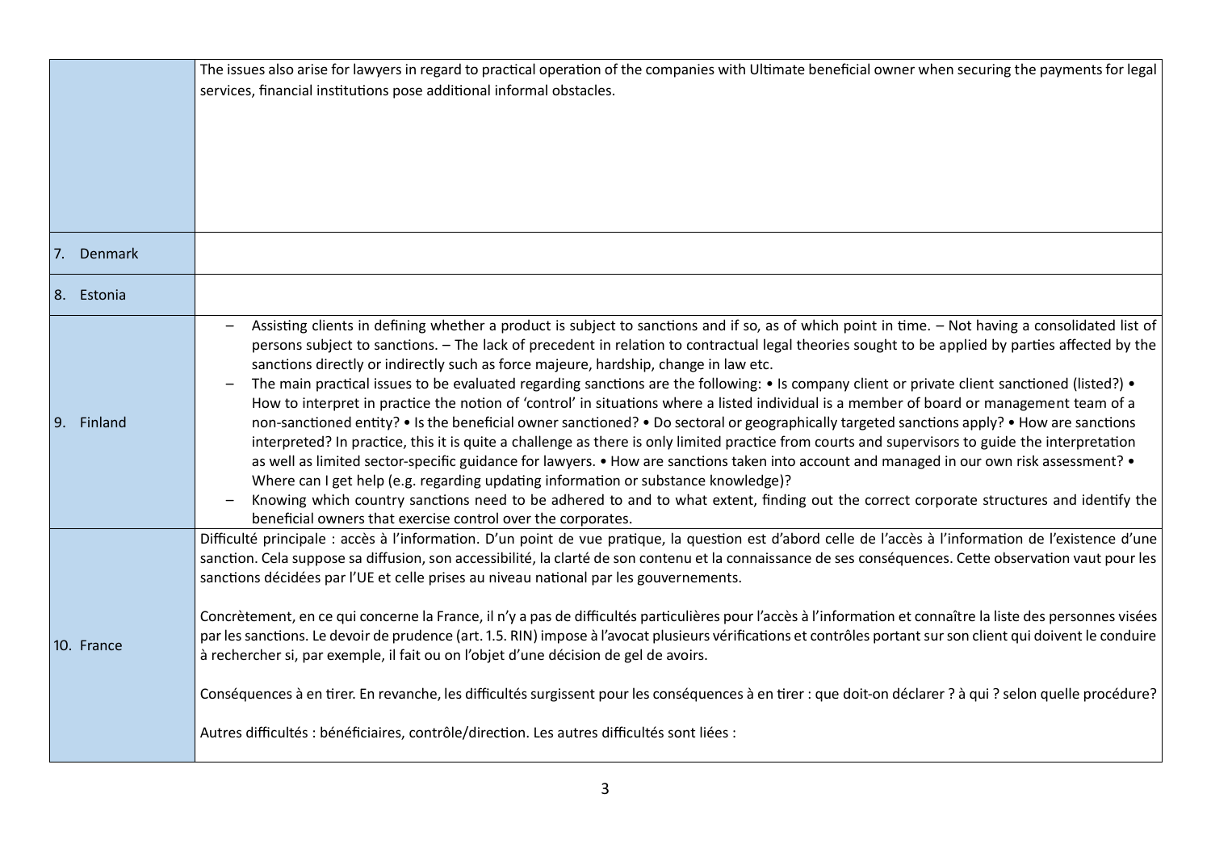| | |
|---|---|
| | The issues also arise for lawyers in regard to practical operation of the companies with Ultimate beneficial owner when securing the payments for legal services, financial institutions pose additional informal obstacles. |
| 7. Denmark | |
| 8. Estonia | |
| 9. Finland | – Assisting clients in defining whether a product is subject to sanctions and if so, as of which point in time. – Not having a consolidated list of persons subject to sanctions. – The lack of precedent in relation to contractual legal theories sought to be applied by parties affected by the sanctions directly or indirectly such as force majeure, hardship, change in law etc.<br>– The main practical issues to be evaluated regarding sanctions are the following: • Is company client or private client sanctioned (listed?) • How to interpret in practice the notion of 'control' in situations where a listed individual is a member of board or management team of a non-sanctioned entity? • Is the beneficial owner sanctioned? • Do sectoral or geographically targeted sanctions apply? • How are sanctions interpreted? In practice, this it is quite a challenge as there is only limited practice from courts and supervisors to guide the interpretation as well as limited sector-specific guidance for lawyers. • How are sanctions taken into account and managed in our own risk assessment? • Where can I get help (e.g. regarding updating information or substance knowledge)?<br>– Knowing which country sanctions need to be adhered to and to what extent, finding out the correct corporate structures and identify the beneficial owners that exercise control over the corporates. |
| 10. France | Difficulté principale : accès à l'information. D'un point de vue pratique, la question est d'abord celle de l'accès à l'information de l'existence d'une sanction. Cela suppose sa diffusion, son accessibilité, la clarté de son contenu et la connaissance de ses conséquences. Cette observation vaut pour les sanctions décidées par l'UE et celle prises au niveau national par les gouvernements.<br><br>Concrètement, en ce qui concerne la France, il n'y a pas de difficultés particulières pour l'accès à l'information et connaître la liste des personnes visées par les sanctions. Le devoir de prudence (art. 1.5. RIN) impose à l'avocat plusieurs vérifications et contrôles portant sur son client qui doivent le conduire à rechercher si, par exemple, il fait ou on l'objet d'une décision de gel de avoirs.<br><br>Conséquences à en tirer. En revanche, les difficultés surgissent pour les conséquences à en tirer : que doit-on déclarer ? à qui ? selon quelle procédure?<br><br>Autres difficultés : bénéficiaires, contrôle/direction. Les autres difficultés sont liées : |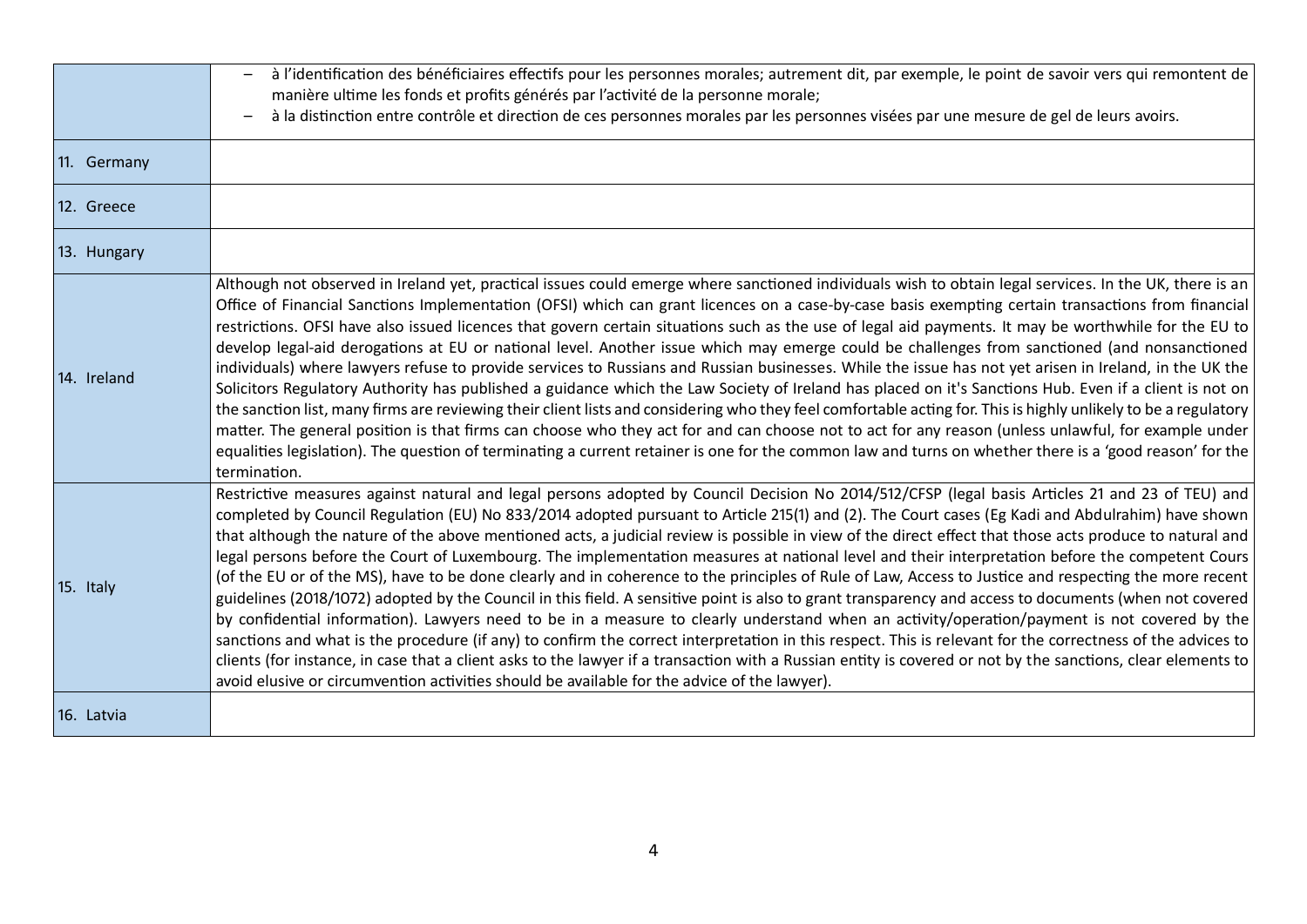| | |
|---|---|
| | – à l'identification des bénéficiaires effectifs pour les personnes morales; autrement dit, par exemple, le point de savoir vers qui remontent de manière ultime les fonds et profits générés par l'activité de la personne morale;<br>– à la distinction entre contrôle et direction de ces personnes morales par les personnes visées par une mesure de gel de leurs avoirs. |
| 11. Germany | |
| 12. Greece | |
| 13. Hungary | |
| 14. Ireland | Although not observed in Ireland yet, practical issues could emerge where sanctioned individuals wish to obtain legal services. In the UK, there is an Office of Financial Sanctions Implementation (OFSI) which can grant licences on a case-by-case basis exempting certain transactions from financial restrictions. OFSI have also issued licences that govern certain situations such as the use of legal aid payments. It may be worthwhile for the EU to develop legal-aid derogations at EU or national level. Another issue which may emerge could be challenges from sanctioned (and nonsanctioned individuals) where lawyers refuse to provide services to Russians and Russian businesses. While the issue has not yet arisen in Ireland, in the UK the Solicitors Regulatory Authority has published a guidance which the Law Society of Ireland has placed on it's Sanctions Hub. Even if a client is not on the sanction list, many firms are reviewing their client lists and considering who they feel comfortable acting for. This is highly unlikely to be a regulatory matter. The general position is that firms can choose who they act for and can choose not to act for any reason (unless unlawful, for example under equalities legislation). The question of terminating a current retainer is one for the common law and turns on whether there is a 'good reason' for the termination. |
| 15. Italy | Restrictive measures against natural and legal persons adopted by Council Decision No 2014/512/CFSP (legal basis Articles 21 and 23 of TEU) and completed by Council Regulation (EU) No 833/2014 adopted pursuant to Article 215(1) and (2). The Court cases (Eg Kadi and Abdulrahim) have shown that although the nature of the above mentioned acts, a judicial review is possible in view of the direct effect that those acts produce to natural and legal persons before the Court of Luxembourg. The implementation measures at national level and their interpretation before the competent Cours (of the EU or of the MS), have to be done clearly and in coherence to the principles of Rule of Law, Access to Justice and respecting the more recent guidelines (2018/1072) adopted by the Council in this field. A sensitive point is also to grant transparency and access to documents (when not covered by confidential information). Lawyers need to be in a measure to clearly understand when an activity/operation/payment is not covered by the sanctions and what is the procedure (if any) to confirm the correct interpretation in this respect. This is relevant for the correctness of the advices to clients (for instance, in case that a client asks to the lawyer if a transaction with a Russian entity is covered or not by the sanctions, clear elements to avoid elusive or circumvention activities should be available for the advice of the lawyer). |
| 16. Latvia | |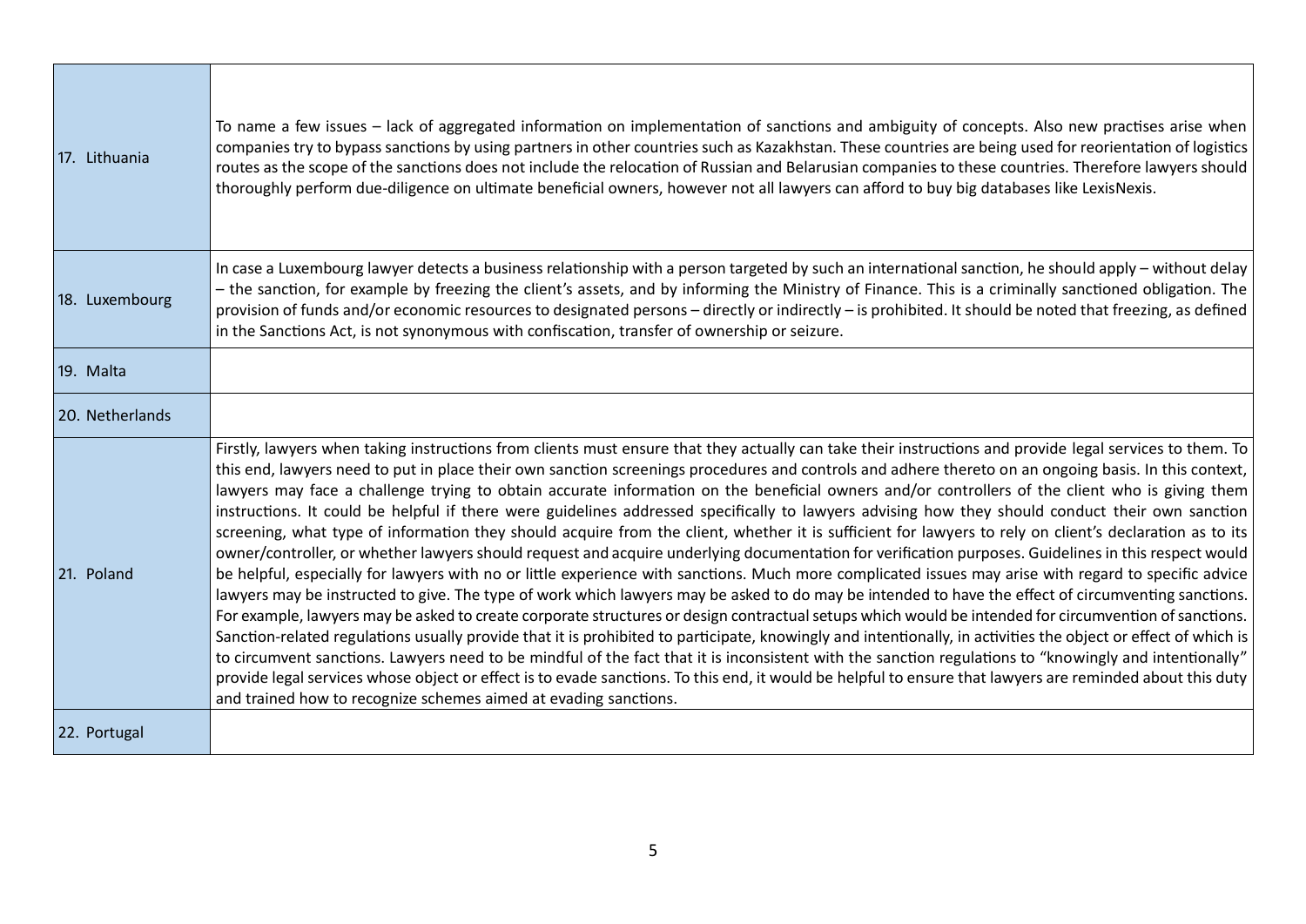| | |
|---|---|
| 17. Lithuania | To name a few issues – lack of aggregated information on implementation of sanctions and ambiguity of concepts. Also new practises arise when companies try to bypass sanctions by using partners in other countries such as Kazakhstan. These countries are being used for reorientation of logistics routes as the scope of the sanctions does not include the relocation of Russian and Belarusian companies to these countries. Therefore lawyers should thoroughly perform due-diligence on ultimate beneficial owners, however not all lawyers can afford to buy big databases like LexisNexis. |
| 18. Luxembourg | In case a Luxembourg lawyer detects a business relationship with a person targeted by such an international sanction, he should apply – without delay – the sanction, for example by freezing the client's assets, and by informing the Ministry of Finance. This is a criminally sanctioned obligation. The provision of funds and/or economic resources to designated persons – directly or indirectly – is prohibited. It should be noted that freezing, as defined in the Sanctions Act, is not synonymous with confiscation, transfer of ownership or seizure. |
| 19. Malta | |
| 20. Netherlands | |
| 21. Poland | Firstly, lawyers when taking instructions from clients must ensure that they actually can take their instructions and provide legal services to them. To this end, lawyers need to put in place their own sanction screenings procedures and controls and adhere thereto on an ongoing basis. In this context, lawyers may face a challenge trying to obtain accurate information on the beneficial owners and/or controllers of the client who is giving them instructions. It could be helpful if there were guidelines addressed specifically to lawyers advising how they should conduct their own sanction screening, what type of information they should acquire from the client, whether it is sufficient for lawyers to rely on client's declaration as to its owner/controller, or whether lawyers should request and acquire underlying documentation for verification purposes. Guidelines in this respect would be helpful, especially for lawyers with no or little experience with sanctions. Much more complicated issues may arise with regard to specific advice lawyers may be instructed to give. The type of work which lawyers may be asked to do may be intended to have the effect of circumventing sanctions. For example, lawyers may be asked to create corporate structures or design contractual setups which would be intended for circumvention of sanctions. Sanction-related regulations usually provide that it is prohibited to participate, knowingly and intentionally, in activities the object or effect of which is to circumvent sanctions. Lawyers need to be mindful of the fact that it is inconsistent with the sanction regulations to "knowingly and intentionally" provide legal services whose object or effect is to evade sanctions. To this end, it would be helpful to ensure that lawyers are reminded about this duty and trained how to recognize schemes aimed at evading sanctions. |
| 22. Portugal | |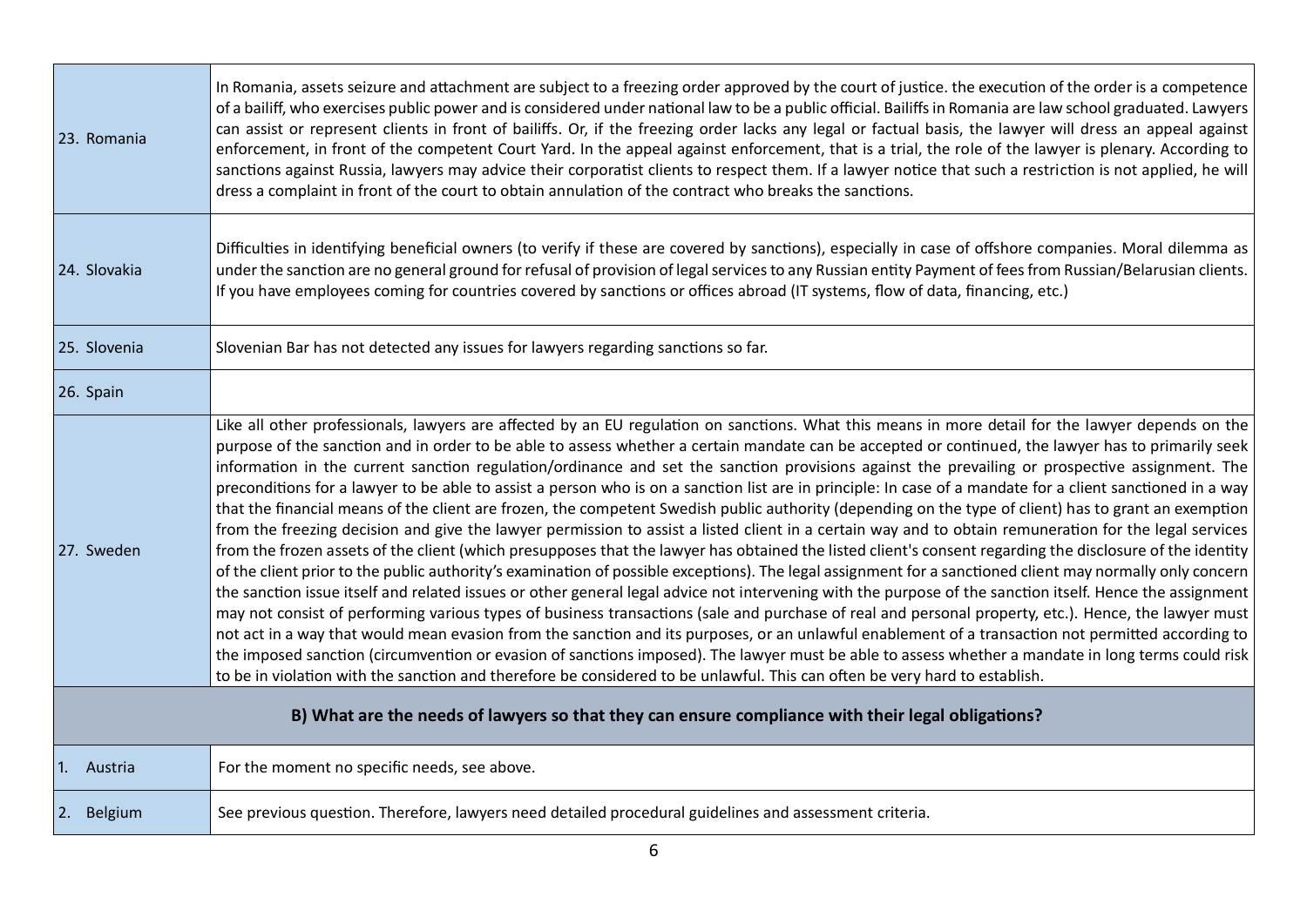| | |
|---|---|
| 23. Romania | In Romania, assets seizure and attachment are subject to a freezing order approved by the court of justice. the execution of the order is a competence of a bailiff, who exercises public power and is considered under national law to be a public official. Bailiffs in Romania are law school graduated. Lawyers can assist or represent clients in front of bailiffs. Or, if the freezing order lacks any legal or factual basis, the lawyer will dress an appeal against enforcement, in front of the competent Court Yard. In the appeal against enforcement, that is a trial, the role of the lawyer is plenary. According to sanctions against Russia, lawyers may advice their corporatist clients to respect them. If a lawyer notice that such a restriction is not applied, he will dress a complaint in front of the court to obtain annulation of the contract who breaks the sanctions. |
| 24. Slovakia | Difficulties in identifying beneficial owners (to verify if these are covered by sanctions), especially in case of offshore companies. Moral dilemma as under the sanction are no general ground for refusal of provision of legal services to any Russian entity Payment of fees from Russian/Belarusian clients. If you have employees coming for countries covered by sanctions or offices abroad (IT systems, flow of data, financing, etc.) |
| 25. Slovenia | Slovenian Bar has not detected any issues for lawyers regarding sanctions so far. |
| 26. Spain | |
| 27. Sweden | Like all other professionals, lawyers are affected by an EU regulation on sanctions. What this means in more detail for the lawyer depends on the purpose of the sanction and in order to be able to assess whether a certain mandate can be accepted or continued, the lawyer has to primarily seek information in the current sanction regulation/ordinance and set the sanction provisions against the prevailing or prospective assignment. The preconditions for a lawyer to be able to assist a person who is on a sanction list are in principle: In case of a mandate for a client sanctioned in a way that the financial means of the client are frozen, the competent Swedish public authority (depending on the type of client) has to grant an exemption from the freezing decision and give the lawyer permission to assist a listed client in a certain way and to obtain remuneration for the legal services from the frozen assets of the client (which presupposes that the lawyer has obtained the listed client's consent regarding the disclosure of the identity of the client prior to the public authority's examination of possible exceptions). The legal assignment for a sanctioned client may normally only concern the sanction issue itself and related issues or other general legal advice not intervening with the purpose of the sanction itself. Hence the assignment may not consist of performing various types of business transactions (sale and purchase of real and personal property, etc.). Hence, the lawyer must not act in a way that would mean evasion from the sanction and its purposes, or an unlawful enablement of a transaction not permitted according to the imposed sanction (circumvention or evasion of sanctions imposed). The lawyer must be able to assess whether a mandate in long terms could risk to be in violation with the sanction and therefore be considered to be unlawful. This can often be very hard to establish. |
| **B) What are the needs of lawyers so that they can ensure compliance with their legal obligations?** | |
| 1. Austria | For the moment no specific needs, see above. |
| 2. Belgium | See previous question. Therefore, lawyers need detailed procedural guidelines and assessment criteria. |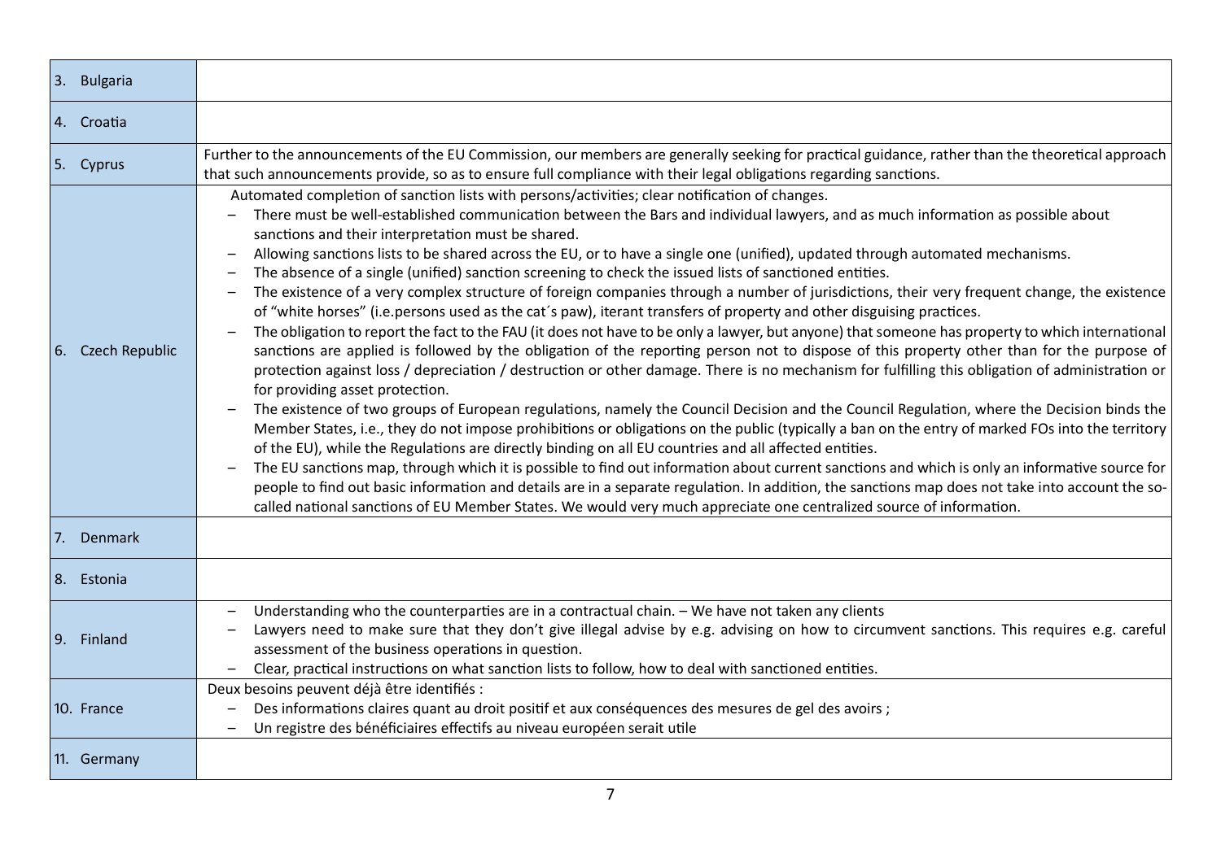| | |
|---|---|
| 3. Bulgaria | |
| 4. Croatia | |
| 5. Cyprus | Further to the announcements of the EU Commission, our members are generally seeking for practical guidance, rather than the theoretical approach that such announcements provide, so as to ensure full compliance with their legal obligations regarding sanctions. |
| 6. Czech Republic | Automated completion of sanction lists with persons/activities; clear notification of changes.<br>– There must be well-established communication between the Bars and individual lawyers, and as much information as possible about sanctions and their interpretation must be shared.<br>– Allowing sanctions lists to be shared across the EU, or to have a single one (unified), updated through automated mechanisms.<br>– The absence of a single (unified) sanction screening to check the issued lists of sanctioned entities.<br>– The existence of a very complex structure of foreign companies through a number of jurisdictions, their very frequent change, the existence of "white horses" (i.e.persons used as the cat´s paw), iterant transfers of property and other disguising practices.<br>– The obligation to report the fact to the FAU (it does not have to be only a lawyer, but anyone) that someone has property to which international sanctions are applied is followed by the obligation of the reporting person not to dispose of this property other than for the purpose of protection against loss / depreciation / destruction or other damage. There is no mechanism for fulfilling this obligation of administration or for providing asset protection.<br>– The existence of two groups of European regulations, namely the Council Decision and the Council Regulation, where the Decision binds the Member States, i.e., they do not impose prohibitions or obligations on the public (typically a ban on the entry of marked FOs into the territory of the EU), while the Regulations are directly binding on all EU countries and all affected entities.<br>– The EU sanctions map, through which it is possible to find out information about current sanctions and which is only an informative source for people to find out basic information and details are in a separate regulation. In addition, the sanctions map does not take into account the so-called national sanctions of EU Member States. We would very much appreciate one centralized source of information. |
| 7. Denmark | |
| 8. Estonia | |
| 9. Finland | – Understanding who the counterparties are in a contractual chain. – We have not taken any clients<br>– Lawyers need to make sure that they don't give illegal advise by e.g. advising on how to circumvent sanctions. This requires e.g. careful assessment of the business operations in question.<br>– Clear, practical instructions on what sanction lists to follow, how to deal with sanctioned entities. |
| 10. France | Deux besoins peuvent déjà être identifiés :<br>– Des informations claires quant au droit positif et aux conséquences des mesures de gel des avoirs ;<br>– Un registre des bénéficiaires effectifs au niveau européen serait utile |
| 11. Germany | |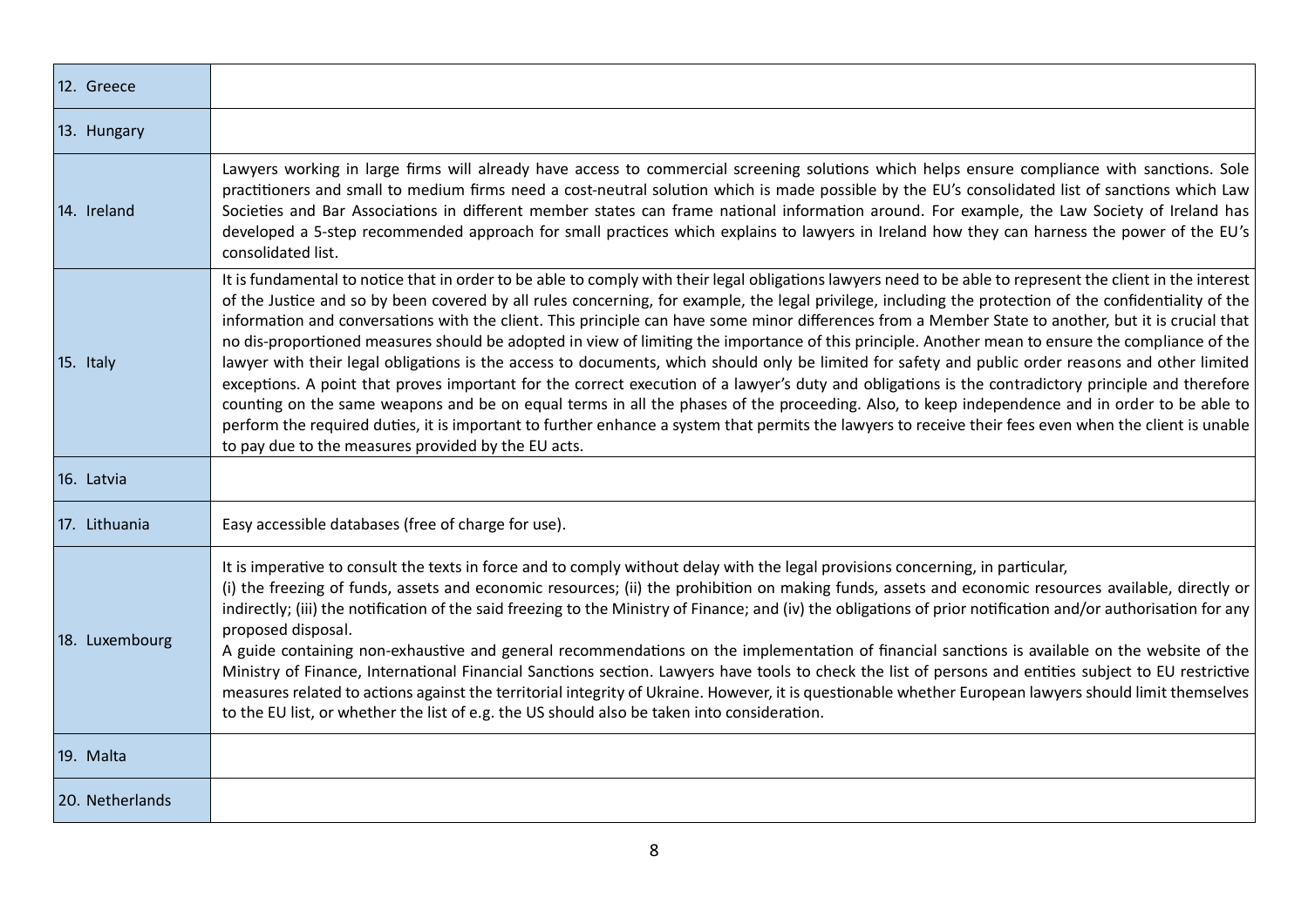| | |
|---|---|
| 12. Greece | |
| 13. Hungary | |
| 14. Ireland | Lawyers working in large firms will already have access to commercial screening solutions which helps ensure compliance with sanctions. Sole practitioners and small to medium firms need a cost-neutral solution which is made possible by the EU's consolidated list of sanctions which Law Societies and Bar Associations in different member states can frame national information around. For example, the Law Society of Ireland has developed a 5-step recommended approach for small practices which explains to lawyers in Ireland how they can harness the power of the EU's consolidated list. |
| 15. Italy | It is fundamental to notice that in order to be able to comply with their legal obligations lawyers need to be able to represent the client in the interest of the Justice and so by been covered by all rules concerning, for example, the legal privilege, including the protection of the confidentiality of the information and conversations with the client. This principle can have some minor differences from a Member State to another, but it is crucial that no dis-proportioned measures should be adopted in view of limiting the importance of this principle. Another mean to ensure the compliance of the lawyer with their legal obligations is the access to documents, which should only be limited for safety and public order reasons and other limited exceptions. A point that proves important for the correct execution of a lawyer's duty and obligations is the contradictory principle and therefore counting on the same weapons and be on equal terms in all the phases of the proceeding. Also, to keep independence and in order to be able to perform the required duties, it is important to further enhance a system that permits the lawyers to receive their fees even when the client is unable to pay due to the measures provided by the EU acts. |
| 16. Latvia | |
| 17. Lithuania | Easy accessible databases (free of charge for use). |
| 18. Luxembourg | It is imperative to consult the texts in force and to comply without delay with the legal provisions concerning, in particular,<br>(i) the freezing of funds, assets and economic resources; (ii) the prohibition on making funds, assets and economic resources available, directly or indirectly; (iii) the notification of the said freezing to the Ministry of Finance; and (iv) the obligations of prior notification and/or authorisation for any proposed disposal.<br>A guide containing non-exhaustive and general recommendations on the implementation of financial sanctions is available on the website of the Ministry of Finance, International Financial Sanctions section. Lawyers have tools to check the list of persons and entities subject to EU restrictive measures related to actions against the territorial integrity of Ukraine. However, it is questionable whether European lawyers should limit themselves to the EU list, or whether the list of e.g. the US should also be taken into consideration. |
| 19. Malta | |
| 20. Netherlands | |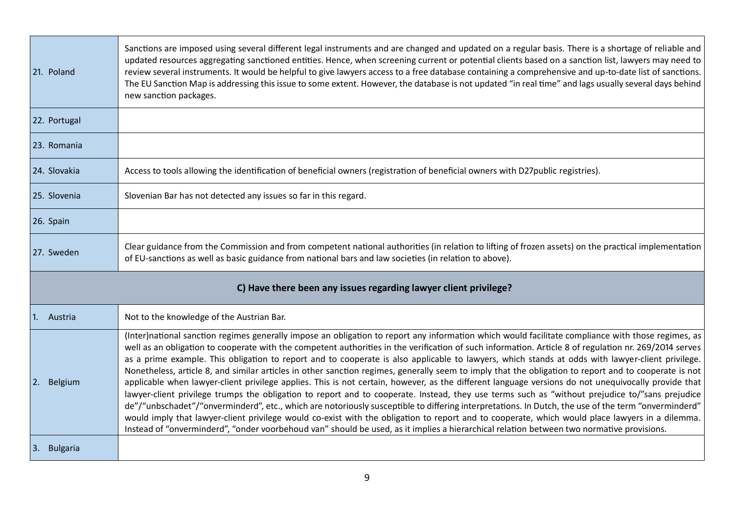| | |
|---|---|
| 21. Poland | Sanctions are imposed using several different legal instruments and are changed and updated on a regular basis. There is a shortage of reliable and updated resources aggregating sanctioned entities. Hence, when screening current or potential clients based on a sanction list, lawyers may need to review several instruments. It would be helpful to give lawyers access to a free database containing a comprehensive and up-to-date list of sanctions. The EU Sanction Map is addressing this issue to some extent. However, the database is not updated "in real time" and lags usually several days behind new sanction packages. |
| 22. Portugal | |
| 23. Romania | |
| 24. Slovakia | Access to tools allowing the identification of beneficial owners (registration of beneficial owners with D27public registries). |
| 25. Slovenia | Slovenian Bar has not detected any issues so far in this regard. |
| 26. Spain | |
| 27. Sweden | Clear guidance from the Commission and from competent national authorities (in relation to lifting of frozen assets) on the practical implementation of EU-sanctions as well as basic guidance from national bars and law societies (in relation to above). |
| **C) Have there been any issues regarding lawyer client privilege?** | |
| 1. Austria | Not to the knowledge of the Austrian Bar. |
| 2. Belgium | (Inter)national sanction regimes generally impose an obligation to report any information which would facilitate compliance with those regimes, as well as an obligation to cooperate with the competent authorities in the verification of such information. Article 8 of regulation nr. 269/2014 serves as a prime example. This obligation to report and to cooperate is also applicable to lawyers, which stands at odds with lawyer-client privilege. Nonetheless, article 8, and similar articles in other sanction regimes, generally seem to imply that the obligation to report and to cooperate is not applicable when lawyer-client privilege applies. This is not certain, however, as the different language versions do not unequivocally provide that lawyer-client privilege trumps the obligation to report and to cooperate. Instead, they use terms such as "without prejudice to/"sans prejudice de"/"unbschadet"/"onverminderd", etc., which are notoriously susceptible to differing interpretations. In Dutch, the use of the term "onverminderd" would imply that lawyer-client privilege would co-exist with the obligation to report and to cooperate, which would place lawyers in a dilemma. Instead of "onverminderd", "onder voorbehoud van" should be used, as it implies a hierarchical relation between two normative provisions. |
| 3. Bulgaria | |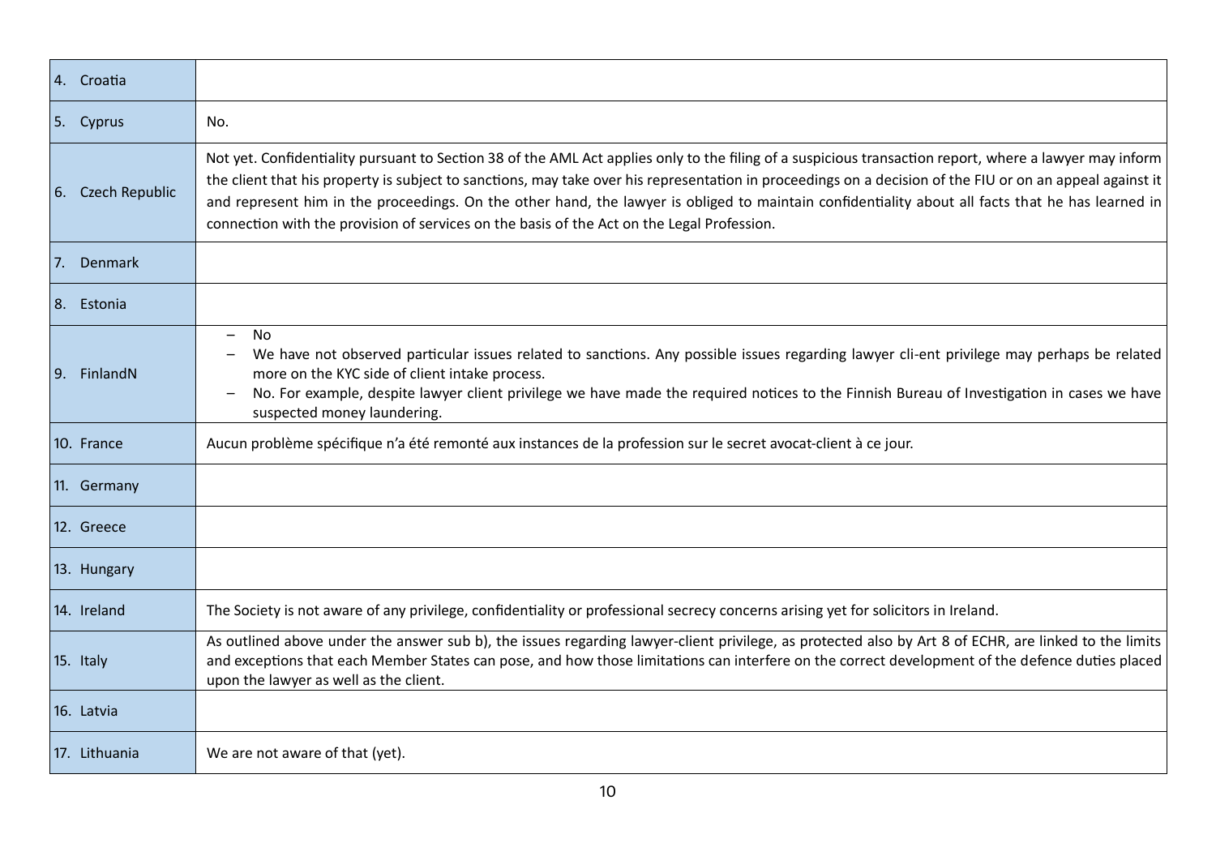| | |
|---|---|
| 4. Croatia | |
| 5. Cyprus | No. |
| 6. Czech Republic | Not yet. Confidentiality pursuant to Section 38 of the AML Act applies only to the filing of a suspicious transaction report, where a lawyer may inform the client that his property is subject to sanctions, may take over his representation in proceedings on a decision of the FIU or on an appeal against it and represent him in the proceedings. On the other hand, the lawyer is obliged to maintain confidentiality about all facts that he has learned in connection with the provision of services on the basis of the Act on the Legal Profession. |
| 7. Denmark | |
| 8. Estonia | |
| 9. FinlandN | – No<br>– We have not observed particular issues related to sanctions. Any possible issues regarding lawyer cli-ent privilege may perhaps be related more on the KYC side of client intake process.<br>– No. For example, despite lawyer client privilege we have made the required notices to the Finnish Bureau of Investigation in cases we have suspected money laundering. |
| 10. France | Aucun problème spécifique n'a été remonté aux instances de la profession sur le secret avocat-client à ce jour. |
| 11. Germany | |
| 12. Greece | |
| 13. Hungary | |
| 14. Ireland | The Society is not aware of any privilege, confidentiality or professional secrecy concerns arising yet for solicitors in Ireland. |
| 15. Italy | As outlined above under the answer sub b), the issues regarding lawyer-client privilege, as protected also by Art 8 of ECHR, are linked to the limits and exceptions that each Member States can pose, and how those limitations can interfere on the correct development of the defence duties placed upon the lawyer as well as the client. |
| 16. Latvia | |
| 17. Lithuania | We are not aware of that (yet). |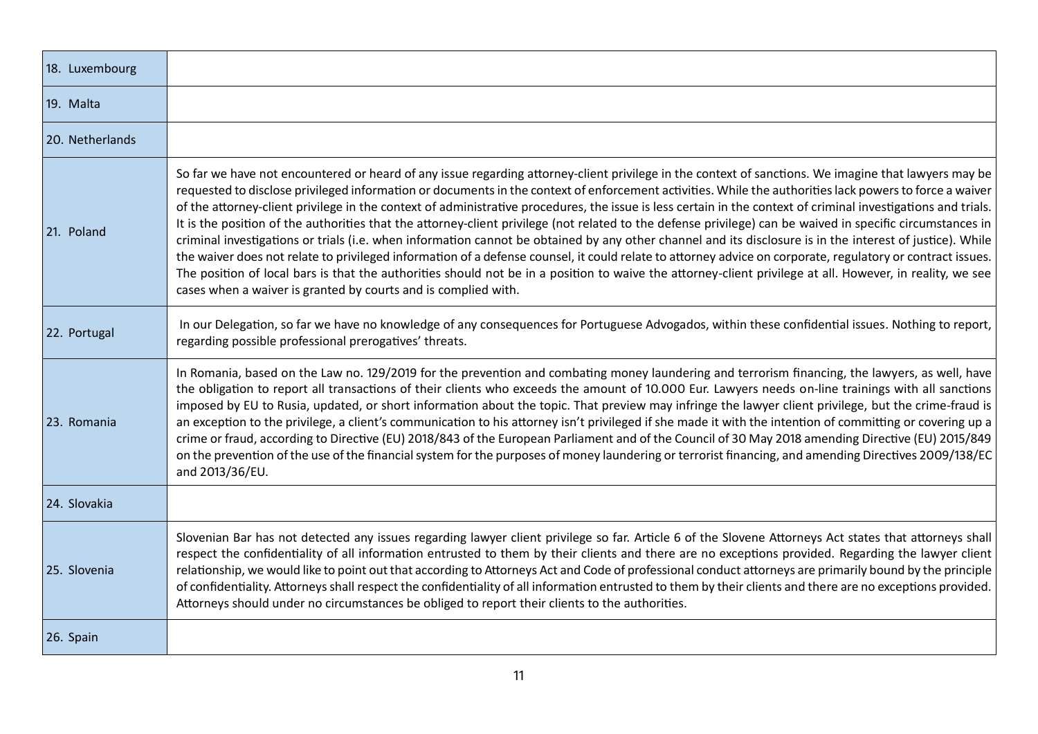| | |
|---|---|
| 18. Luxembourg | |
| 19. Malta | |
| 20. Netherlands | |
| 21. Poland | So far we have not encountered or heard of any issue regarding attorney-client privilege in the context of sanctions. We imagine that lawyers may be requested to disclose privileged information or documents in the context of enforcement activities. While the authorities lack powers to force a waiver of the attorney-client privilege in the context of administrative procedures, the issue is less certain in the context of criminal investigations and trials. It is the position of the authorities that the attorney-client privilege (not related to the defense privilege) can be waived in specific circumstances in criminal investigations or trials (i.e. when information cannot be obtained by any other channel and its disclosure is in the interest of justice). While the waiver does not relate to privileged information of a defense counsel, it could relate to attorney advice on corporate, regulatory or contract issues. The position of local bars is that the authorities should not be in a position to waive the attorney-client privilege at all. However, in reality, we see cases when a waiver is granted by courts and is complied with. |
| 22. Portugal | In our Delegation, so far we have no knowledge of any consequences for Portuguese Advogados, within these confidential issues. Nothing to report, regarding possible professional prerogatives' threats. |
| 23. Romania | In Romania, based on the Law no. 129/2019 for the prevention and combating money laundering and terrorism financing, the lawyers, as well, have the obligation to report all transactions of their clients who exceeds the amount of 10.000 Eur. Lawyers needs on-line trainings with all sanctions imposed by EU to Rusia, updated, or short information about the topic. That preview may infringe the lawyer client privilege, but the crime-fraud is an exception to the privilege, a client's communication to his attorney isn't privileged if she made it with the intention of committing or covering up a crime or fraud, according to Directive (EU) 2018/843 of the European Parliament and of the Council of 30 May 2018 amending Directive (EU) 2015/849 on the prevention of the use of the financial system for the purposes of money laundering or terrorist financing, and amending Directives 2009/138/EC and 2013/36/EU. |
| 24. Slovakia | |
| 25. Slovenia | Slovenian Bar has not detected any issues regarding lawyer client privilege so far. Article 6 of the Slovene Attorneys Act states that attorneys shall respect the confidentiality of all information entrusted to them by their clients and there are no exceptions provided. Regarding the lawyer client relationship, we would like to point out that according to Attorneys Act and Code of professional conduct attorneys are primarily bound by the principle of confidentiality. Attorneys shall respect the confidentiality of all information entrusted to them by their clients and there are no exceptions provided. Attorneys should under no circumstances be obliged to report their clients to the authorities. |
| 26. Spain | |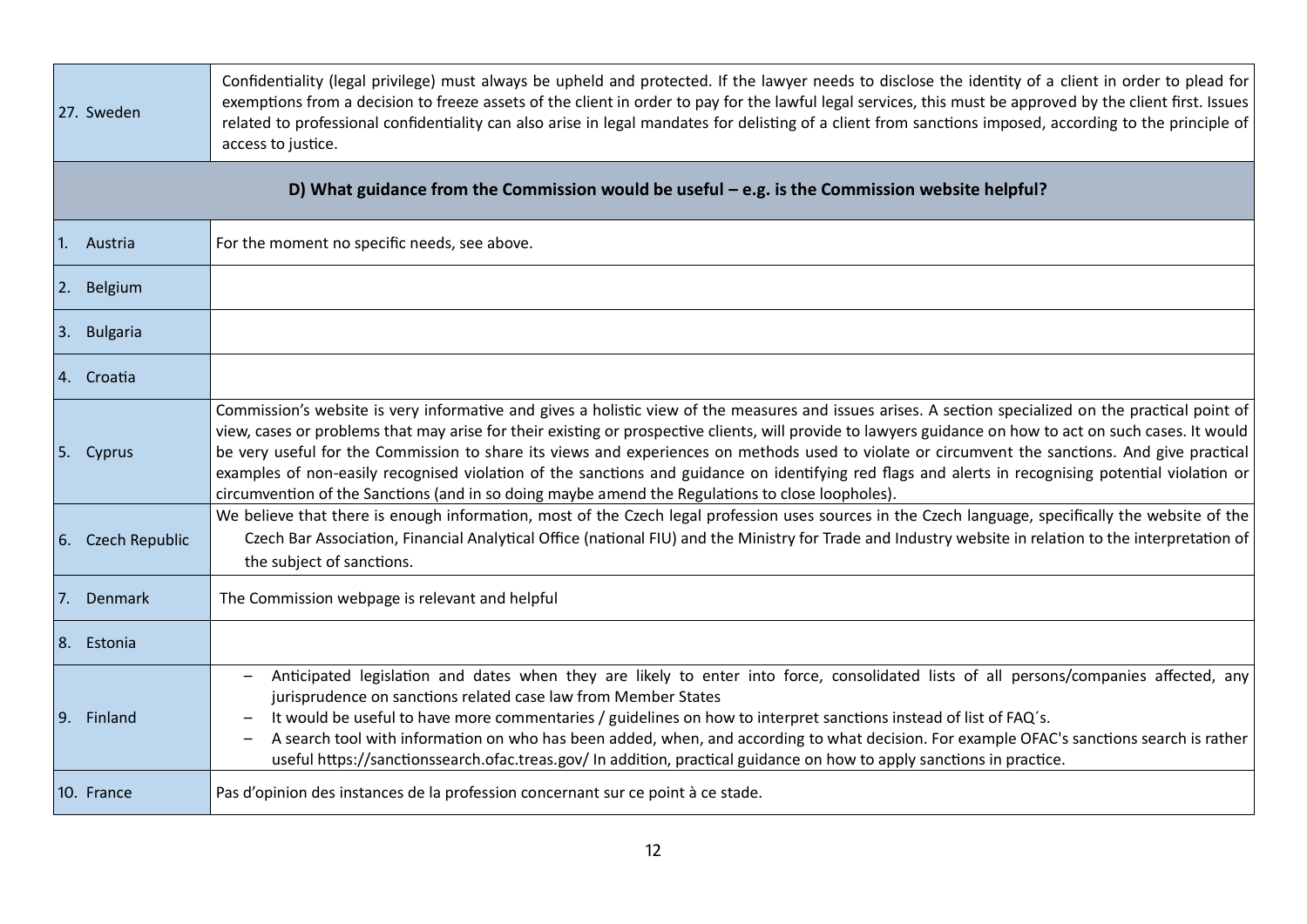| | |
|---|---|
| 27. Sweden | Confidentiality (legal privilege) must always be upheld and protected. If the lawyer needs to disclose the identity of a client in order to plead for exemptions from a decision to freeze assets of the client in order to pay for the lawful legal services, this must be approved by the client first. Issues related to professional confidentiality can also arise in legal mandates for delisting of a client from sanctions imposed, according to the principle of access to justice. |
| **D) What guidance from the Commission would be useful – e.g. is the Commission website helpful?** | |
| 1. Austria | For the moment no specific needs, see above. |
| 2. Belgium | |
| 3. Bulgaria | |
| 4. Croatia | |
| 5. Cyprus | Commission's website is very informative and gives a holistic view of the measures and issues arises. A section specialized on the practical point of view, cases or problems that may arise for their existing or prospective clients, will provide to lawyers guidance on how to act on such cases. It would be very useful for the Commission to share its views and experiences on methods used to violate or circumvent the sanctions. And give practical examples of non-easily recognised violation of the sanctions and guidance on identifying red flags and alerts in recognising potential violation or circumvention of the Sanctions (and in so doing maybe amend the Regulations to close loopholes). |
| 6. Czech Republic | We believe that there is enough information, most of the Czech legal profession uses sources in the Czech language, specifically the website of the Czech Bar Association, Financial Analytical Office (national FIU) and the Ministry for Trade and Industry website in relation to the interpretation of the subject of sanctions. |
| 7. Denmark | The Commission webpage is relevant and helpful |
| 8. Estonia | |
| 9. Finland | – Anticipated legislation and dates when they are likely to enter into force, consolidated lists of all persons/companies affected, any jurisprudence on sanctions related case law from Member States<br>– It would be useful to have more commentaries / guidelines on how to interpret sanctions instead of list of FAQ´s.<br>– A search tool with information on who has been added, when, and according to what decision. For example OFAC's sanctions search is rather useful https://sanctionssearch.ofac.treas.gov/ In addition, practical guidance on how to apply sanctions in practice. |
| 10. France | Pas d'opinion des instances de la profession concernant sur ce point à ce stade. |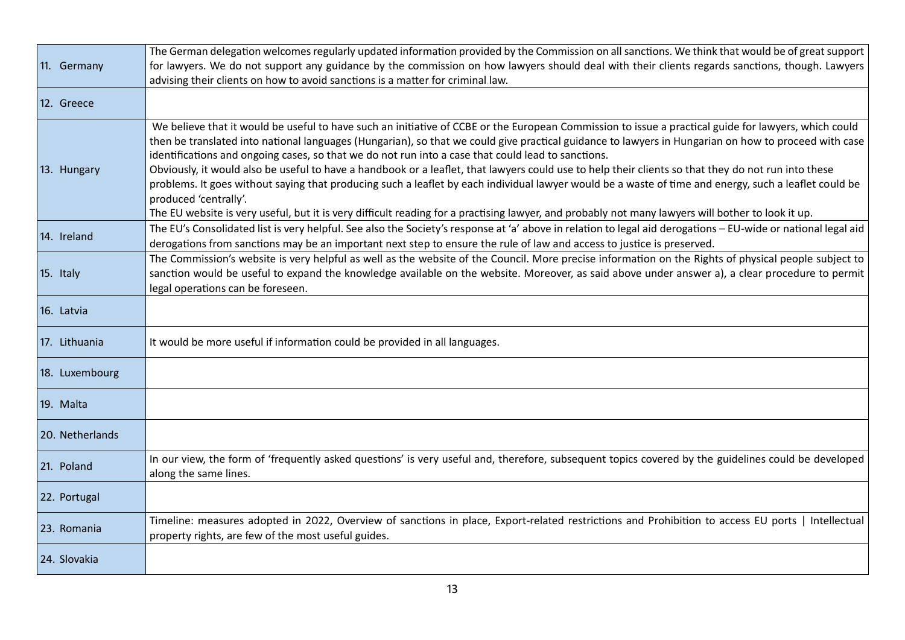| | |
|---|---|
| 11. Germany | The German delegation welcomes regularly updated information provided by the Commission on all sanctions. We think that would be of great support for lawyers. We do not support any guidance by the commission on how lawyers should deal with their clients regards sanctions, though. Lawyers advising their clients on how to avoid sanctions is a matter for criminal law. |
| 12. Greece | |
| 13. Hungary | We believe that it would be useful to have such an initiative of CCBE or the European Commission to issue a practical guide for lawyers, which could then be translated into national languages (Hungarian), so that we could give practical guidance to lawyers in Hungarian on how to proceed with case identifications and ongoing cases, so that we do not run into a case that could lead to sanctions.<br>Obviously, it would also be useful to have a handbook or a leaflet, that lawyers could use to help their clients so that they do not run into these problems. It goes without saying that producing such a leaflet by each individual lawyer would be a waste of time and energy, such a leaflet could be produced 'centrally'.<br>The EU website is very useful, but it is very difficult reading for a practising lawyer, and probably not many lawyers will bother to look it up. |
| 14. Ireland | The EU's Consolidated list is very helpful. See also the Society's response at 'a' above in relation to legal aid derogations – EU-wide or national legal aid derogations from sanctions may be an important next step to ensure the rule of law and access to justice is preserved. |
| 15. Italy | The Commission's website is very helpful as well as the website of the Council. More precise information on the Rights of physical people subject to sanction would be useful to expand the knowledge available on the website. Moreover, as said above under answer a), a clear procedure to permit legal operations can be foreseen. |
| 16. Latvia | |
| 17. Lithuania | It would be more useful if information could be provided in all languages. |
| 18. Luxembourg | |
| 19. Malta | |
| 20. Netherlands | |
| 21. Poland | In our view, the form of 'frequently asked questions' is very useful and, therefore, subsequent topics covered by the guidelines could be developed along the same lines. |
| 22. Portugal | |
| 23. Romania | Timeline: measures adopted in 2022, Overview of sanctions in place, Export-related restrictions and Prohibition to access EU ports \| Intellectual property rights, are few of the most useful guides. |
| 24. Slovakia | |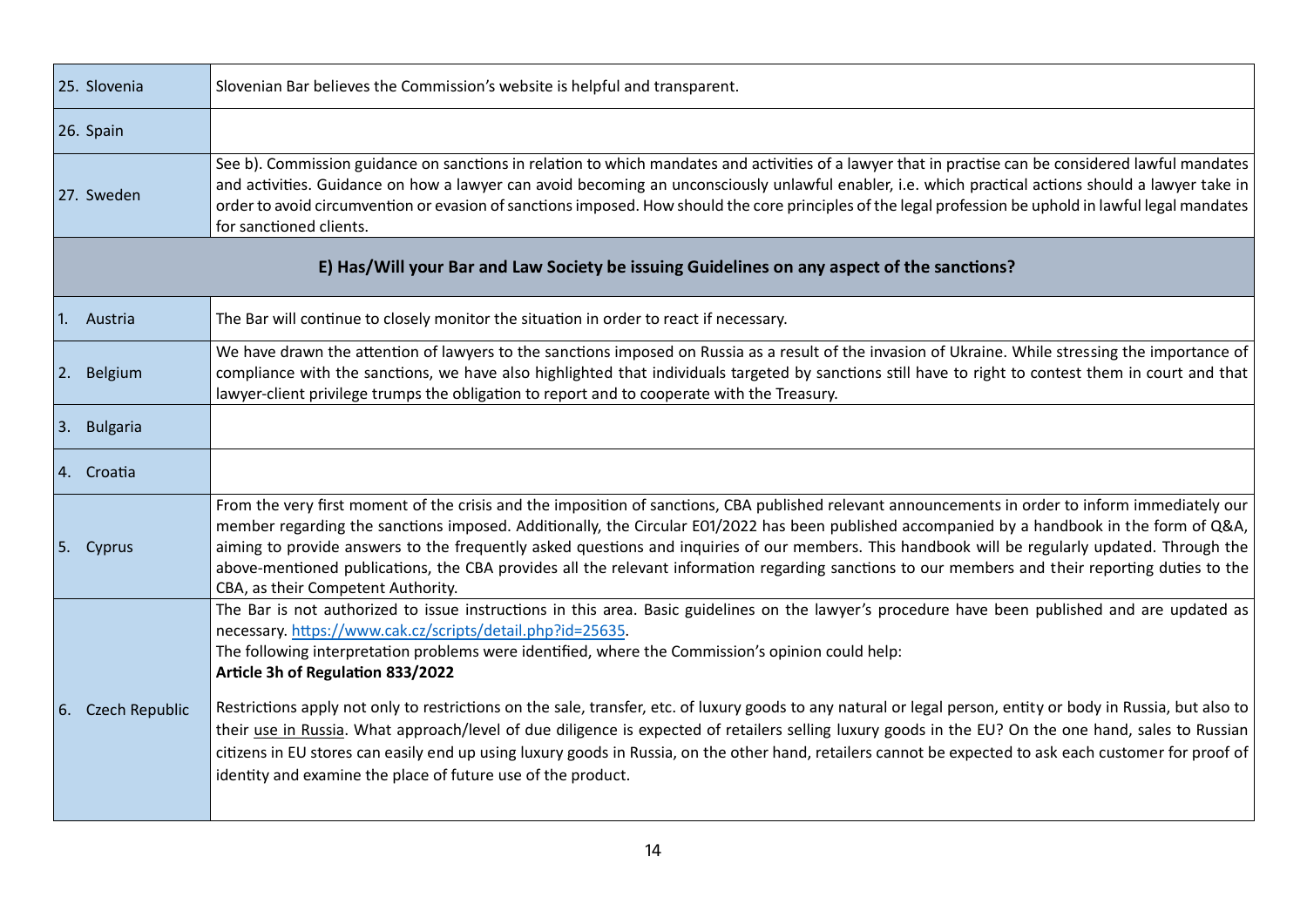| | |
|---|---|
| 25. Slovenia | Slovenian Bar believes the Commission's website is helpful and transparent. |
| 26. Spain | |
| 27. Sweden | See b). Commission guidance on sanctions in relation to which mandates and activities of a lawyer that in practise can be considered lawful mandates and activities. Guidance on how a lawyer can avoid becoming an unconsciously unlawful enabler, i.e. which practical actions should a lawyer take in order to avoid circumvention or evasion of sanctions imposed. How should the core principles of the legal profession be uphold in lawful legal mandates for sanctioned clients. |
| **E) Has/Will your Bar and Law Society be issuing Guidelines on any aspect of the sanctions?** | |
| 1. Austria | The Bar will continue to closely monitor the situation in order to react if necessary. |
| 2. Belgium | We have drawn the attention of lawyers to the sanctions imposed on Russia as a result of the invasion of Ukraine. While stressing the importance of compliance with the sanctions, we have also highlighted that individuals targeted by sanctions still have to right to contest them in court and that lawyer-client privilege trumps the obligation to report and to cooperate with the Treasury. |
| 3. Bulgaria | |
| 4. Croatia | |
| 5. Cyprus | From the very first moment of the crisis and the imposition of sanctions, CBA published relevant announcements in order to inform immediately our member regarding the sanctions imposed. Additionally, the Circular E01/2022 has been published accompanied by a handbook in the form of Q&A, aiming to provide answers to the frequently asked questions and inquiries of our members. This handbook will be regularly updated. Through the above-mentioned publications, the CBA provides all the relevant information regarding sanctions to our members and their reporting duties to the CBA, as their Competent Authority. |
| 6. Czech Republic | The Bar is not authorized to issue instructions in this area. Basic guidelines on the lawyer's procedure have been published and are updated as necessary. [https://www.cak.cz/scripts/detail.php?id=25635](https://www.cak.cz/scripts/detail.php?id=25635).<br>The following interpretation problems were identified, where the Commission's opinion could help:<br>**Article 3h of Regulation 833/2022**<br><br>Restrictions apply not only to restrictions on the sale, transfer, etc. of luxury goods to any natural or legal person, entity or body in Russia, but also to their use in Russia. What approach/level of due diligence is expected of retailers selling luxury goods in the EU? On the one hand, sales to Russian citizens in EU stores can easily end up using luxury goods in Russia, on the other hand, retailers cannot be expected to ask each customer for proof of identity and examine the place of future use of the product. |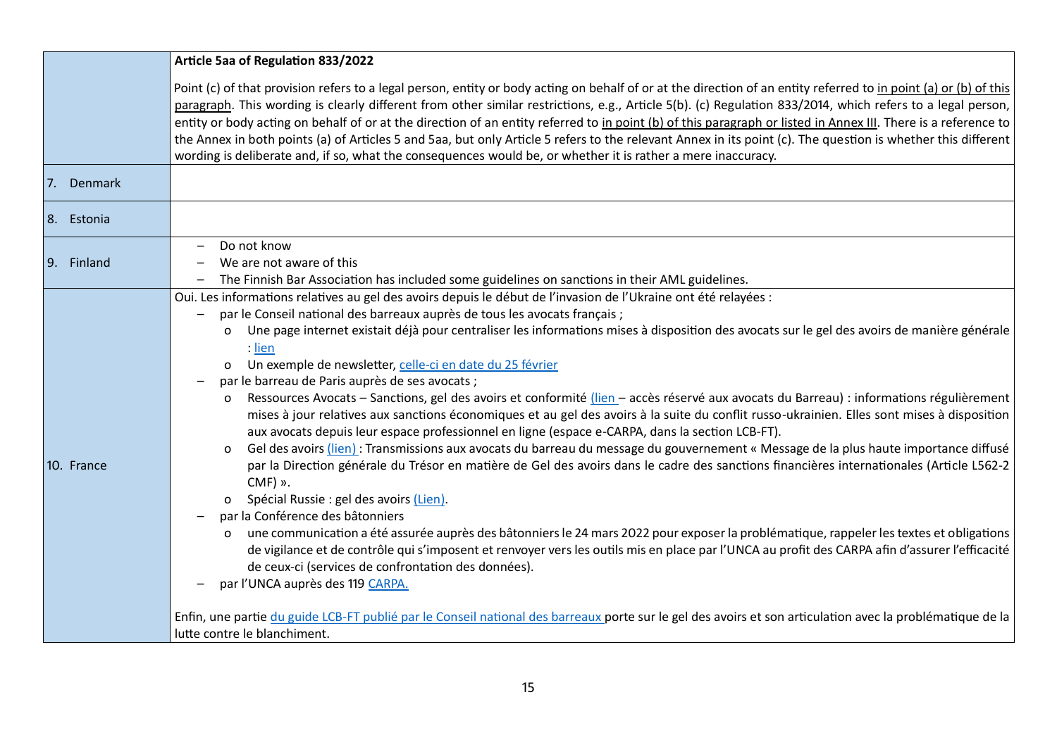| | |
|---|---|
| | **Article 5aa of Regulation 833/2022**<br><br>Point (c) of that provision refers to a legal person, entity or body acting on behalf of or at the direction of an entity referred to in point (a) or (b) of this paragraph. This wording is clearly different from other similar restrictions, e.g., Article 5(b). (c) Regulation 833/2014, which refers to a legal person, entity or body acting on behalf of or at the direction of an entity referred to in point (b) of this paragraph or listed in Annex III. There is a reference to the Annex in both points (a) of Articles 5 and 5aa, but only Article 5 refers to the relevant Annex in its point (c). The question is whether this different wording is deliberate and, if so, what the consequences would be, or whether it is rather a mere inaccuracy. |
| 7. Denmark | |
| 8. Estonia | |
| 9. Finland | – Do not know<br>– We are not aware of this<br>– The Finnish Bar Association has included some guidelines on sanctions in their AML guidelines. |
| 10. France | Oui. Les informations relatives au gel des avoirs depuis le début de l'invasion de l'Ukraine ont été relayées :<br>– par le Conseil national des barreaux auprès de tous les avocats français ;<br>&nbsp;&nbsp;o Une page internet existait déjà pour centraliser les informations mises à disposition des avocats sur le gel des avoirs de manière générale : lien<br>&nbsp;&nbsp;o Un exemple de newsletter, celle-ci en date du 25 février<br>– par le barreau de Paris auprès de ses avocats ;<br>&nbsp;&nbsp;o Ressources Avocats – Sanctions, gel des avoirs et conformité (lien – accès réservé aux avocats du Barreau) : informations régulièrement mises à jour relatives aux sanctions économiques et au gel des avoirs à la suite du conflit russo-ukrainien. Elles sont mises à disposition aux avocats depuis leur espace professionnel en ligne (espace e-CARPA, dans la section LCB-FT).<br>&nbsp;&nbsp;o Gel des avoirs (lien) : Transmissions aux avocats du barreau du message du gouvernement « Message de la plus haute importance diffusé par la Direction générale du Trésor en matière de Gel des avoirs dans le cadre des sanctions financières internationales (Article L562-2 CMF) ».<br>&nbsp;&nbsp;o Spécial Russie : gel des avoirs (Lien).<br>– par la Conférence des bâtonniers<br>&nbsp;&nbsp;o une communication a été assurée auprès des bâtonniers le 24 mars 2022 pour exposer la problématique, rappeler les textes et obligations de vigilance et de contrôle qui s'imposent et renvoyer vers les outils mis en place par l'UNCA au profit des CARPA afin d'assurer l'efficacité de ceux-ci (services de confrontation des données).<br>– par l'UNCA auprès des 119 CARPA.<br><br>Enfin, une partie du guide LCB-FT publié par le Conseil national des barreaux porte sur le gel des avoirs et son articulation avec la problématique de la lutte contre le blanchiment. |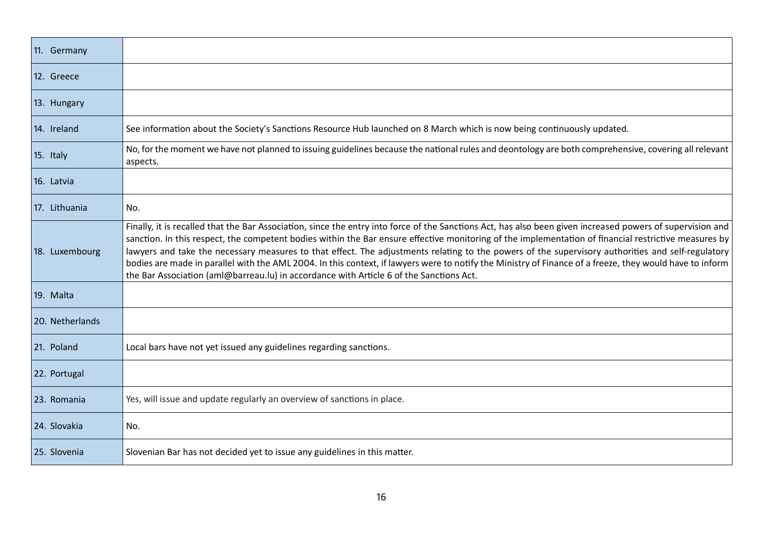| | |
|---|---|
| 11. Germany | |
| 12. Greece | |
| 13. Hungary | |
| 14. Ireland | See information about the Society's Sanctions Resource Hub launched on 8 March which is now being continuously updated. |
| 15. Italy | No, for the moment we have not planned to issuing guidelines because the national rules and deontology are both comprehensive, covering all relevant aspects. |
| 16. Latvia | |
| 17. Lithuania | No. |
| 18. Luxembourg | Finally, it is recalled that the Bar Association, since the entry into force of the Sanctions Act, has also been given increased powers of supervision and sanction. In this respect, the competent bodies within the Bar ensure effective monitoring of the implementation of financial restrictive measures by lawyers and take the necessary measures to that effect. The adjustments relating to the powers of the supervisory authorities and self-regulatory bodies are made in parallel with the AML 2004. In this context, if lawyers were to notify the Ministry of Finance of a freeze, they would have to inform the Bar Association (aml@barreau.lu) in accordance with Article 6 of the Sanctions Act. |
| 19. Malta | |
| 20. Netherlands | |
| 21. Poland | Local bars have not yet issued any guidelines regarding sanctions. |
| 22. Portugal | |
| 23. Romania | Yes, will issue and update regularly an overview of sanctions in place. |
| 24. Slovakia | No. |
| 25. Slovenia | Slovenian Bar has not decided yet to issue any guidelines in this matter. |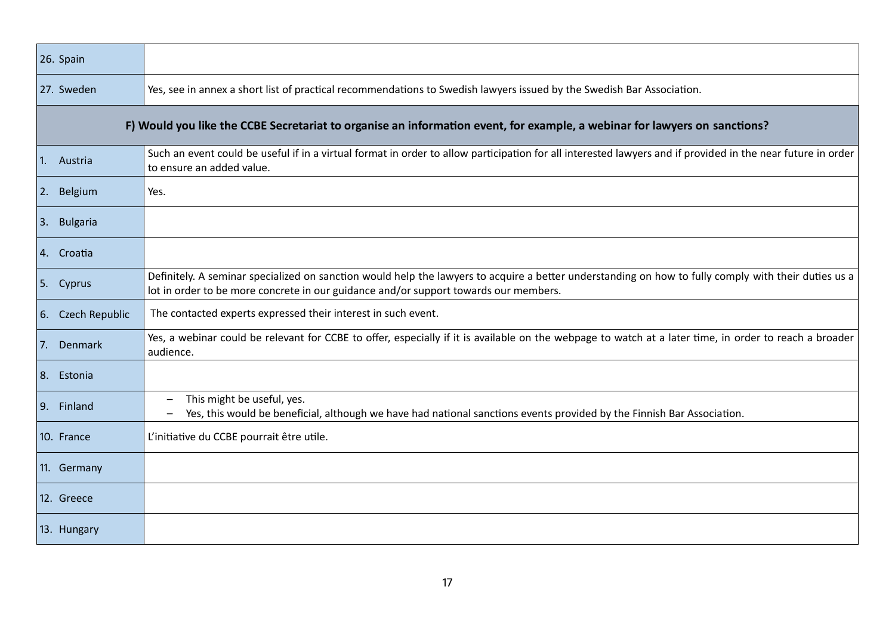| | |
|---|---|
| 26. Spain | |
| 27. Sweden | Yes, see in annex a short list of practical recommendations to Swedish lawyers issued by the Swedish Bar Association. |
| **F) Would you like the CCBE Secretariat to organise an information event, for example, a webinar for lawyers on sanctions?** | |
| 1. Austria | Such an event could be useful if in a virtual format in order to allow participation for all interested lawyers and if provided in the near future in order to ensure an added value. |
| 2. Belgium | Yes. |
| 3. Bulgaria | |
| 4. Croatia | |
| 5. Cyprus | Definitely. A seminar specialized on sanction would help the lawyers to acquire a better understanding on how to fully comply with their duties us a lot in order to be more concrete in our guidance and/or support towards our members. |
| 6. Czech Republic | The contacted experts expressed their interest in such event. |
| 7. Denmark | Yes, a webinar could be relevant for CCBE to offer, especially if it is available on the webpage to watch at a later time, in order to reach a broader audience. |
| 8. Estonia | |
| 9. Finland | – This might be useful, yes.<br>– Yes, this would be beneficial, although we have had national sanctions events provided by the Finnish Bar Association. |
| 10. France | L'initiative du CCBE pourrait être utile. |
| 11. Germany | |
| 12. Greece | |
| 13. Hungary | |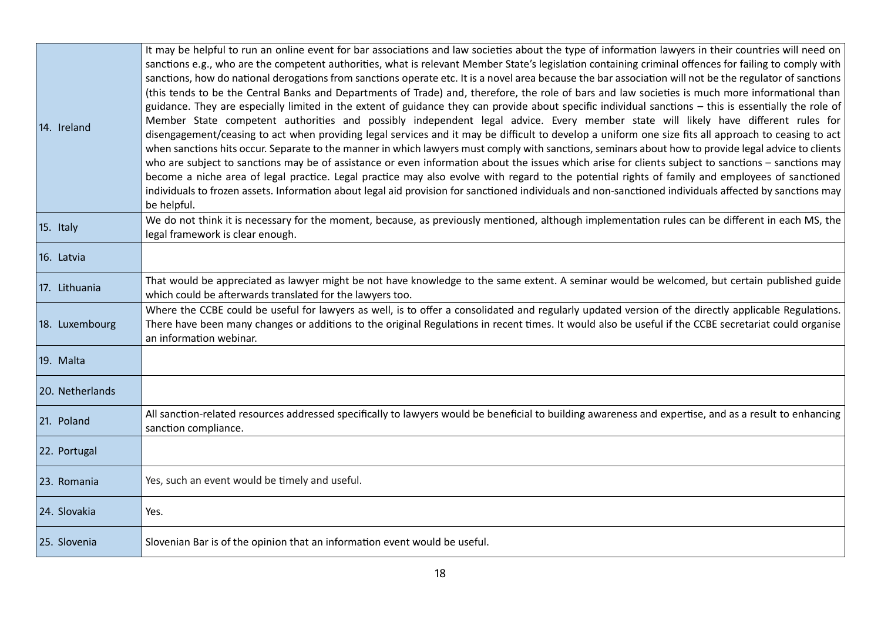| | |
|---|---|
| 14. Ireland | It may be helpful to run an online event for bar associations and law societies about the type of information lawyers in their countries will need on sanctions e.g., who are the competent authorities, what is relevant Member State's legislation containing criminal offences for failing to comply with sanctions, how do national derogations from sanctions operate etc. It is a novel area because the bar association will not be the regulator of sanctions (this tends to be the Central Banks and Departments of Trade) and, therefore, the role of bars and law societies is much more informational than guidance. They are especially limited in the extent of guidance they can provide about specific individual sanctions – this is essentially the role of Member State competent authorities and possibly independent legal advice. Every member state will likely have different rules for disengagement/ceasing to act when providing legal services and it may be difficult to develop a uniform one size fits all approach to ceasing to act when sanctions hits occur. Separate to the manner in which lawyers must comply with sanctions, seminars about how to provide legal advice to clients who are subject to sanctions may be of assistance or even information about the issues which arise for clients subject to sanctions – sanctions may become a niche area of legal practice. Legal practice may also evolve with regard to the potential rights of family and employees of sanctioned individuals to frozen assets. Information about legal aid provision for sanctioned individuals and non-sanctioned individuals affected by sanctions may be helpful. |
| 15. Italy | We do not think it is necessary for the moment, because, as previously mentioned, although implementation rules can be different in each MS, the legal framework is clear enough. |
| 16. Latvia | |
| 17. Lithuania | That would be appreciated as lawyer might be not have knowledge to the same extent. A seminar would be welcomed, but certain published guide which could be afterwards translated for the lawyers too. |
| 18. Luxembourg | Where the CCBE could be useful for lawyers as well, is to offer a consolidated and regularly updated version of the directly applicable Regulations. There have been many changes or additions to the original Regulations in recent times. It would also be useful if the CCBE secretariat could organise an information webinar. |
| 19. Malta | |
| 20. Netherlands | |
| 21. Poland | All sanction-related resources addressed specifically to lawyers would be beneficial to building awareness and expertise, and as a result to enhancing sanction compliance. |
| 22. Portugal | |
| 23. Romania | Yes, such an event would be timely and useful. |
| 24. Slovakia | Yes. |
| 25. Slovenia | Slovenian Bar is of the opinion that an information event would be useful. |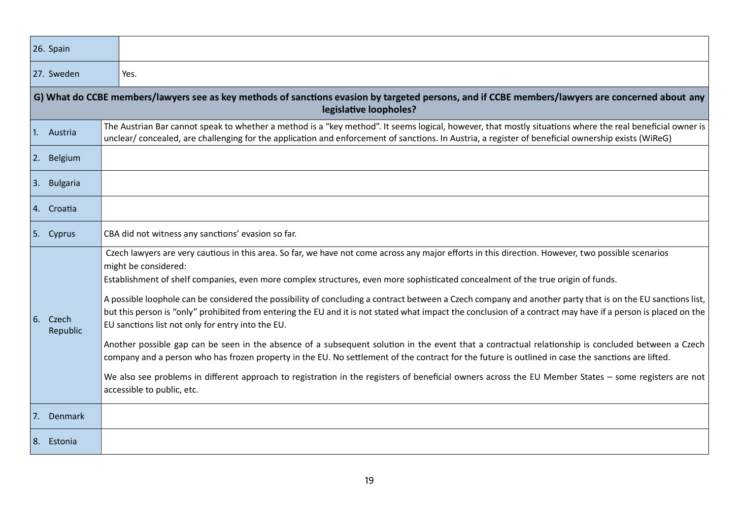| | |
|---|---|
| 26. Spain | |
| 27. Sweden | Yes. |
| **G) What do CCBE members/lawyers see as key methods of sanctions evasion by targeted persons, and if CCBE members/lawyers are concerned about any legislative loopholes?** | |
| 1. Austria | The Austrian Bar cannot speak to whether a method is a "key method". It seems logical, however, that mostly situations where the real beneficial owner is unclear/ concealed, are challenging for the application and enforcement of sanctions. In Austria, a register of beneficial ownership exists (WiReG) |
| 2. Belgium | |
| 3. Bulgaria | |
| 4. Croatia | |
| 5. Cyprus | CBA did not witness any sanctions' evasion so far. |
| 6. Czech Republic | Czech lawyers are very cautious in this area. So far, we have not come across any major efforts in this direction. However, two possible scenarios might be considered:<br>Establishment of shelf companies, even more complex structures, even more sophisticated concealment of the true origin of funds.<br><br>A possible loophole can be considered the possibility of concluding a contract between a Czech company and another party that is on the EU sanctions list, but this person is "only" prohibited from entering the EU and it is not stated what impact the conclusion of a contract may have if a person is placed on the EU sanctions list not only for entry into the EU.<br><br>Another possible gap can be seen in the absence of a subsequent solution in the event that a contractual relationship is concluded between a Czech company and a person who has frozen property in the EU. No settlement of the contract for the future is outlined in case the sanctions are lifted.<br><br>We also see problems in different approach to registration in the registers of beneficial owners across the EU Member States – some registers are not accessible to public, etc. |
| 7. Denmark | |
| 8. Estonia | |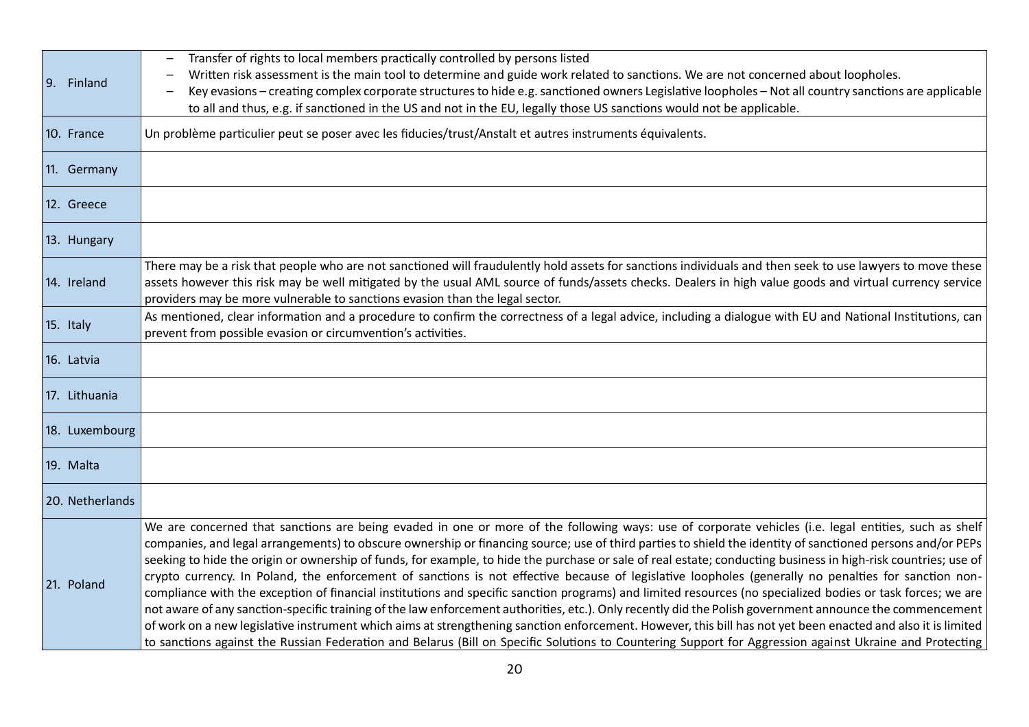| | |
|---|---|
| 9. Finland | – Transfer of rights to local members practically controlled by persons listed<br>– Written risk assessment is the main tool to determine and guide work related to sanctions. We are not concerned about loopholes.<br>– Key evasions – creating complex corporate structures to hide e.g. sanctioned owners Legislative loopholes – Not all country sanctions are applicable to all and thus, e.g. if sanctioned in the US and not in the EU, legally those US sanctions would not be applicable. |
| 10. France | Un problème particulier peut se poser avec les fiducies/trust/Anstalt et autres instruments équivalents. |
| 11. Germany | |
| 12. Greece | |
| 13. Hungary | |
| 14. Ireland | There may be a risk that people who are not sanctioned will fraudulently hold assets for sanctions individuals and then seek to use lawyers to move these assets however this risk may be well mitigated by the usual AML source of funds/assets checks. Dealers in high value goods and virtual currency service providers may be more vulnerable to sanctions evasion than the legal sector. |
| 15. Italy | As mentioned, clear information and a procedure to confirm the correctness of a legal advice, including a dialogue with EU and National Institutions, can prevent from possible evasion or circumvention's activities. |
| 16. Latvia | |
| 17. Lithuania | |
| 18. Luxembourg | |
| 19. Malta | |
| 20. Netherlands | |
| 21. Poland | We are concerned that sanctions are being evaded in one or more of the following ways: use of corporate vehicles (i.e. legal entities, such as shelf companies, and legal arrangements) to obscure ownership or financing source; use of third parties to shield the identity of sanctioned persons and/or PEPs seeking to hide the origin or ownership of funds, for example, to hide the purchase or sale of real estate; conducting business in high-risk countries; use of crypto currency. In Poland, the enforcement of sanctions is not effective because of legislative loopholes (generally no penalties for sanction non-compliance with the exception of financial institutions and specific sanction programs) and limited resources (no specialized bodies or task forces; we are not aware of any sanction-specific training of the law enforcement authorities, etc.). Only recently did the Polish government announce the commencement of work on a new legislative instrument which aims at strengthening sanction enforcement. However, this bill has not yet been enacted and also it is limited to sanctions against the Russian Federation and Belarus (Bill on Specific Solutions to Countering Support for Aggression against Ukraine and Protecting |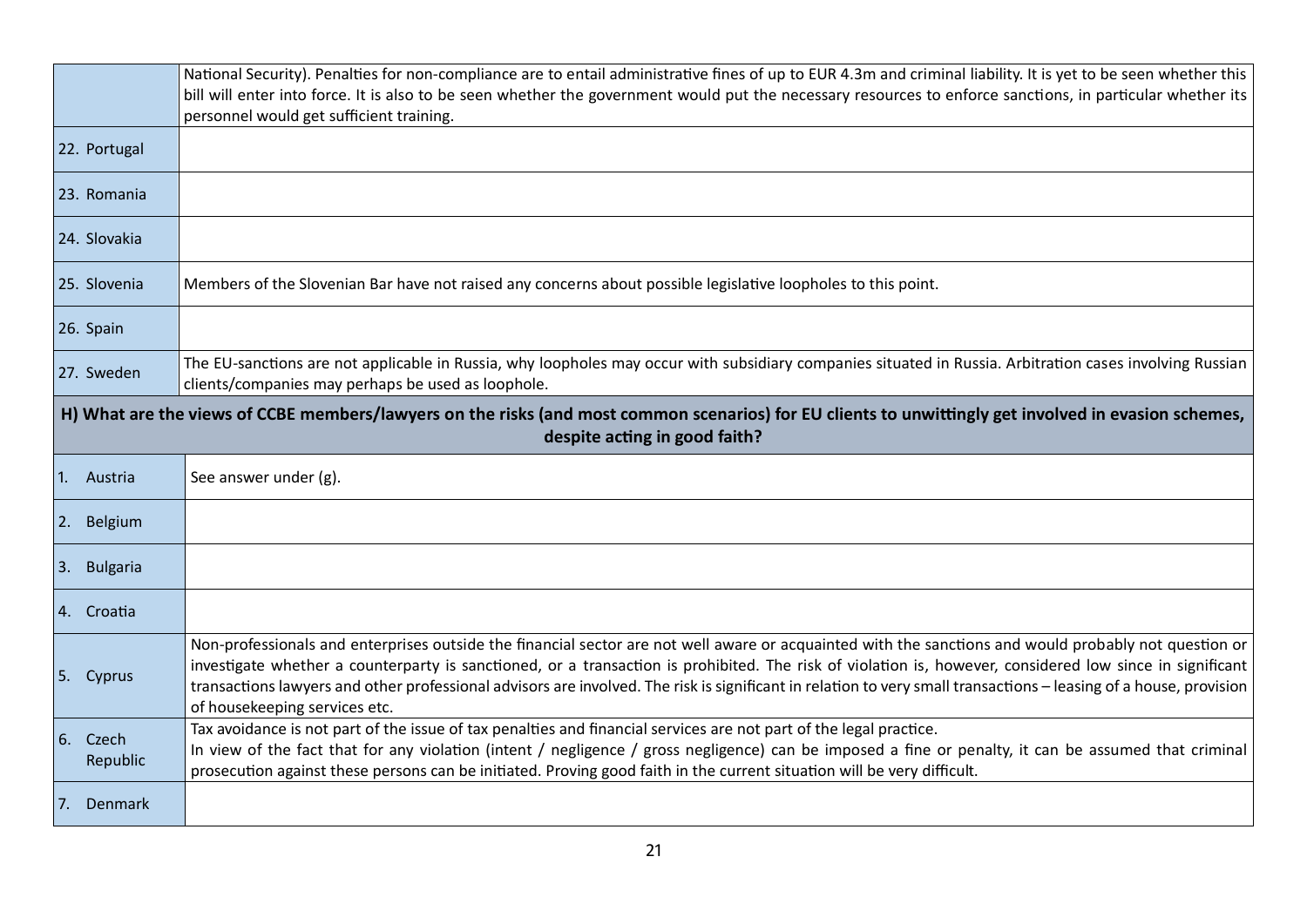| | |
|---|---|
| | National Security). Penalties for non-compliance are to entail administrative fines of up to EUR 4.3m and criminal liability. It is yet to be seen whether this bill will enter into force. It is also to be seen whether the government would put the necessary resources to enforce sanctions, in particular whether its personnel would get sufficient training. |
| 22. Portugal | |
| 23. Romania | |
| 24. Slovakia | |
| 25. Slovenia | Members of the Slovenian Bar have not raised any concerns about possible legislative loopholes to this point. |
| 26. Spain | |
| 27. Sweden | The EU-sanctions are not applicable in Russia, why loopholes may occur with subsidiary companies situated in Russia. Arbitration cases involving Russian clients/companies may perhaps be used as loophole. |

**H) What are the views of CCBE members/lawyers on the risks (and most common scenarios) for EU clients to unwittingly get involved in evasion schemes, despite acting in good faith?**

| | |
|---|---|
| 1. Austria | See answer under (g). |
| 2. Belgium | |
| 3. Bulgaria | |
| 4. Croatia | |
| 5. Cyprus | Non-professionals and enterprises outside the financial sector are not well aware or acquainted with the sanctions and would probably not question or investigate whether a counterparty is sanctioned, or a transaction is prohibited. The risk of violation is, however, considered low since in significant transactions lawyers and other professional advisors are involved. The risk is significant in relation to very small transactions – leasing of a house, provision of housekeeping services etc. |
| 6. Czech Republic | Tax avoidance is not part of the issue of tax penalties and financial services are not part of the legal practice.<br>In view of the fact that for any violation (intent / negligence / gross negligence) can be imposed a fine or penalty, it can be assumed that criminal prosecution against these persons can be initiated. Proving good faith in the current situation will be very difficult. |
| 7. Denmark | |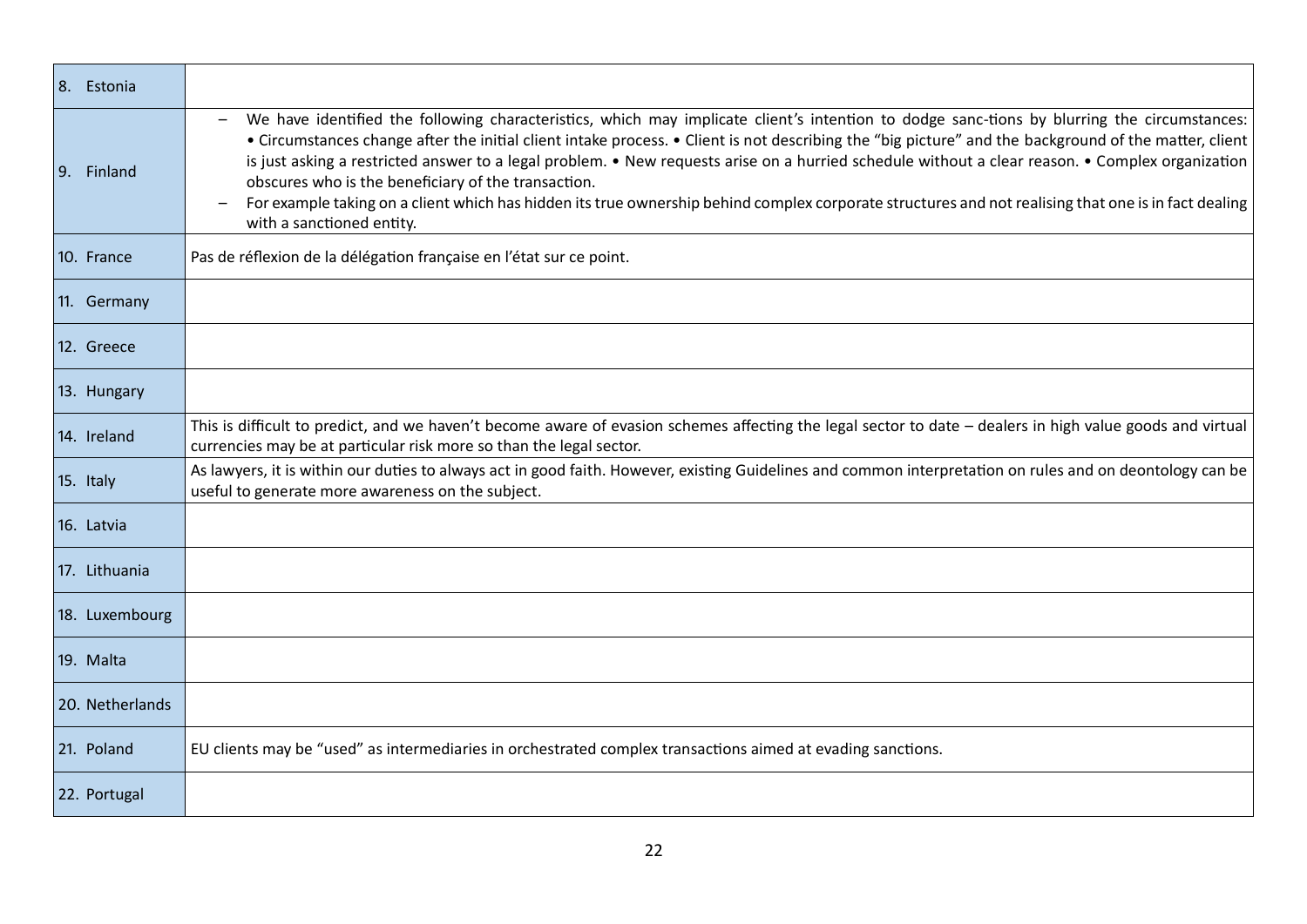| | |
|---|---|
| 8. Estonia | |
| 9. Finland | – We have identified the following characteristics, which may implicate client's intention to dodge sanc-tions by blurring the circumstances: • Circumstances change after the initial client intake process. • Client is not describing the "big picture" and the background of the matter, client is just asking a restricted answer to a legal problem. • New requests arise on a hurried schedule without a clear reason. • Complex organization obscures who is the beneficiary of the transaction.<br>– For example taking on a client which has hidden its true ownership behind complex corporate structures and not realising that one is in fact dealing with a sanctioned entity. |
| 10. France | Pas de réflexion de la délégation française en l'état sur ce point. |
| 11. Germany | |
| 12. Greece | |
| 13. Hungary | |
| 14. Ireland | This is difficult to predict, and we haven't become aware of evasion schemes affecting the legal sector to date – dealers in high value goods and virtual currencies may be at particular risk more so than the legal sector. |
| 15. Italy | As lawyers, it is within our duties to always act in good faith. However, existing Guidelines and common interpretation on rules and on deontology can be useful to generate more awareness on the subject. |
| 16. Latvia | |
| 17. Lithuania | |
| 18. Luxembourg | |
| 19. Malta | |
| 20. Netherlands | |
| 21. Poland | EU clients may be "used" as intermediaries in orchestrated complex transactions aimed at evading sanctions. |
| 22. Portugal | |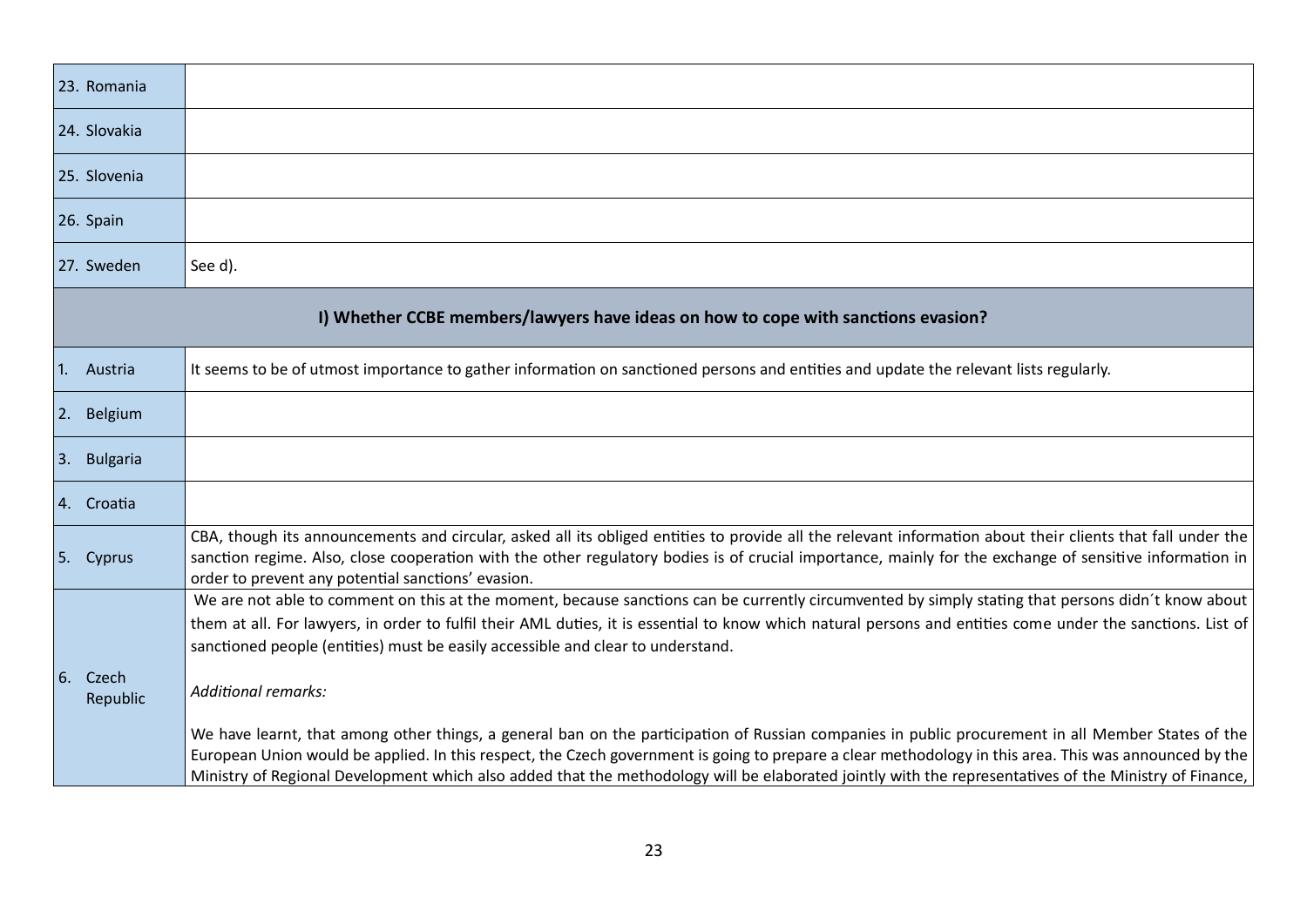| | |
|---|---|
| 23. Romania | |
| 24. Slovakia | |
| 25. Slovenia | |
| 26. Spain | |
| 27. Sweden | See d). |
| **I) Whether CCBE members/lawyers have ideas on how to cope with sanctions evasion?** | |
| 1. Austria | It seems to be of utmost importance to gather information on sanctioned persons and entities and update the relevant lists regularly. |
| 2. Belgium | |
| 3. Bulgaria | |
| 4. Croatia | |
| 5. Cyprus | CBA, though its announcements and circular, asked all its obliged entities to provide all the relevant information about their clients that fall under the sanction regime. Also, close cooperation with the other regulatory bodies is of crucial importance, mainly for the exchange of sensitive information in order to prevent any potential sanctions' evasion. |
| 6. Czech Republic | We are not able to comment on this at the moment, because sanctions can be currently circumvented by simply stating that persons didn´t know about them at all. For lawyers, in order to fulfil their AML duties, it is essential to know which natural persons and entities come under the sanctions. List of sanctioned people (entities) must be easily accessible and clear to understand.<br><br>*Additional remarks:*<br><br>We have learnt, that among other things, a general ban on the participation of Russian companies in public procurement in all Member States of the European Union would be applied. In this respect, the Czech government is going to prepare a clear methodology in this area. This was announced by the Ministry of Regional Development which also added that the methodology will be elaborated jointly with the representatives of the Ministry of Finance, |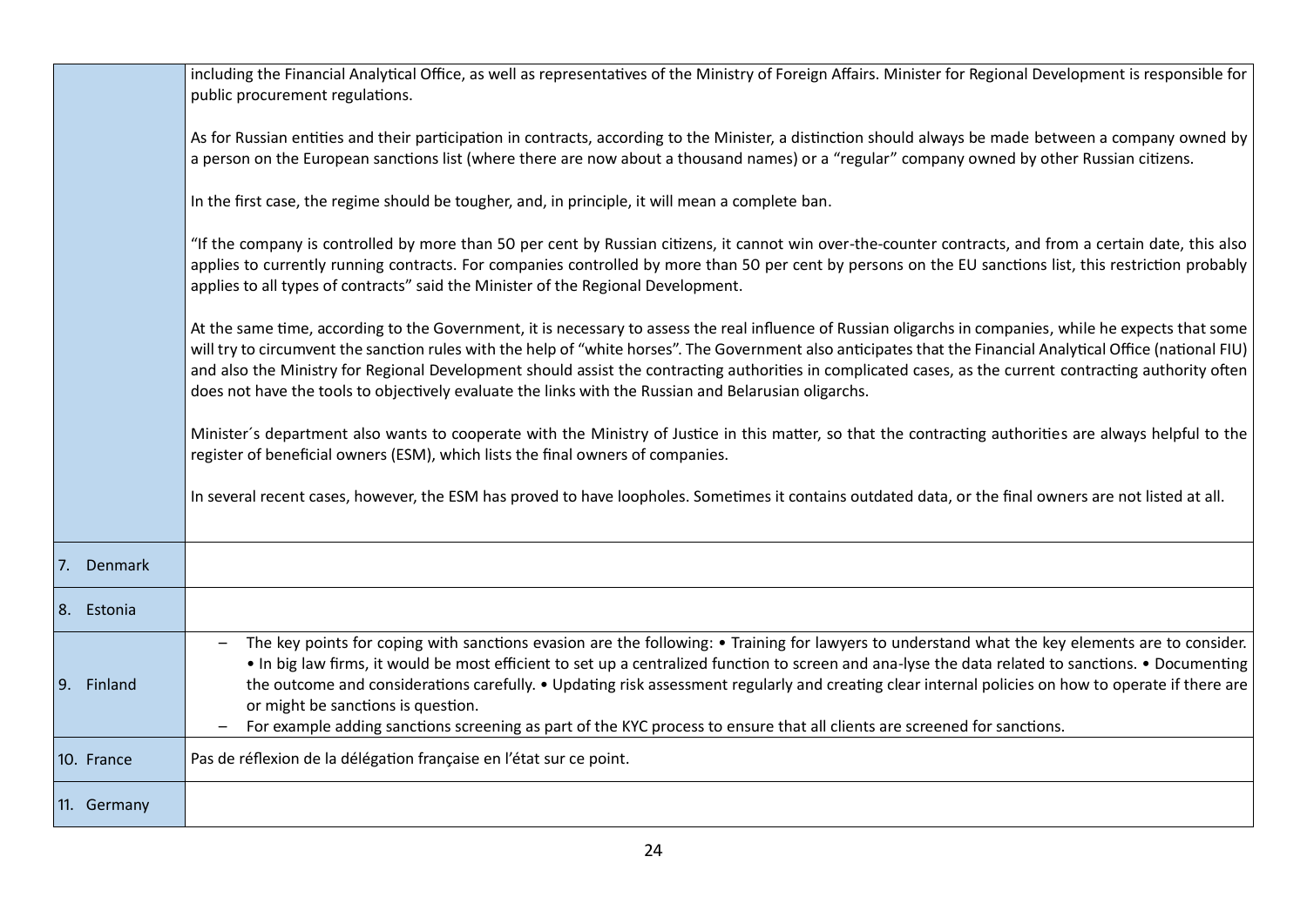| | |
|---|---|
| | including the Financial Analytical Office, as well as representatives of the Ministry of Foreign Affairs. Minister for Regional Development is responsible for public procurement regulations.<br><br>As for Russian entities and their participation in contracts, according to the Minister, a distinction should always be made between a company owned by a person on the European sanctions list (where there are now about a thousand names) or a "regular" company owned by other Russian citizens.<br><br>In the first case, the regime should be tougher, and, in principle, it will mean a complete ban.<br><br>"If the company is controlled by more than 50 per cent by Russian citizens, it cannot win over-the-counter contracts, and from a certain date, this also applies to currently running contracts. For companies controlled by more than 50 per cent by persons on the EU sanctions list, this restriction probably applies to all types of contracts" said the Minister of the Regional Development.<br><br>At the same time, according to the Government, it is necessary to assess the real influence of Russian oligarchs in companies, while he expects that some will try to circumvent the sanction rules with the help of "white horses". The Government also anticipates that the Financial Analytical Office (national FIU) and also the Ministry for Regional Development should assist the contracting authorities in complicated cases, as the current contracting authority often does not have the tools to objectively evaluate the links with the Russian and Belarusian oligarchs.<br><br>Minister´s department also wants to cooperate with the Ministry of Justice in this matter, so that the contracting authorities are always helpful to the register of beneficial owners (ESM), which lists the final owners of companies.<br><br>In several recent cases, however, the ESM has proved to have loopholes. Sometimes it contains outdated data, or the final owners are not listed at all. |
| 7. Denmark | |
| 8. Estonia | |
| 9. Finland | – The key points for coping with sanctions evasion are the following: • Training for lawyers to understand what the key elements are to consider. • In big law firms, it would be most efficient to set up a centralized function to screen and ana-lyse the data related to sanctions. • Documenting the outcome and considerations carefully. • Updating risk assessment regularly and creating clear internal policies on how to operate if there are or might be sanctions is question.<br>– For example adding sanctions screening as part of the KYC process to ensure that all clients are screened for sanctions. |
| 10. France | Pas de réflexion de la délégation française en l'état sur ce point. |
| 11. Germany | |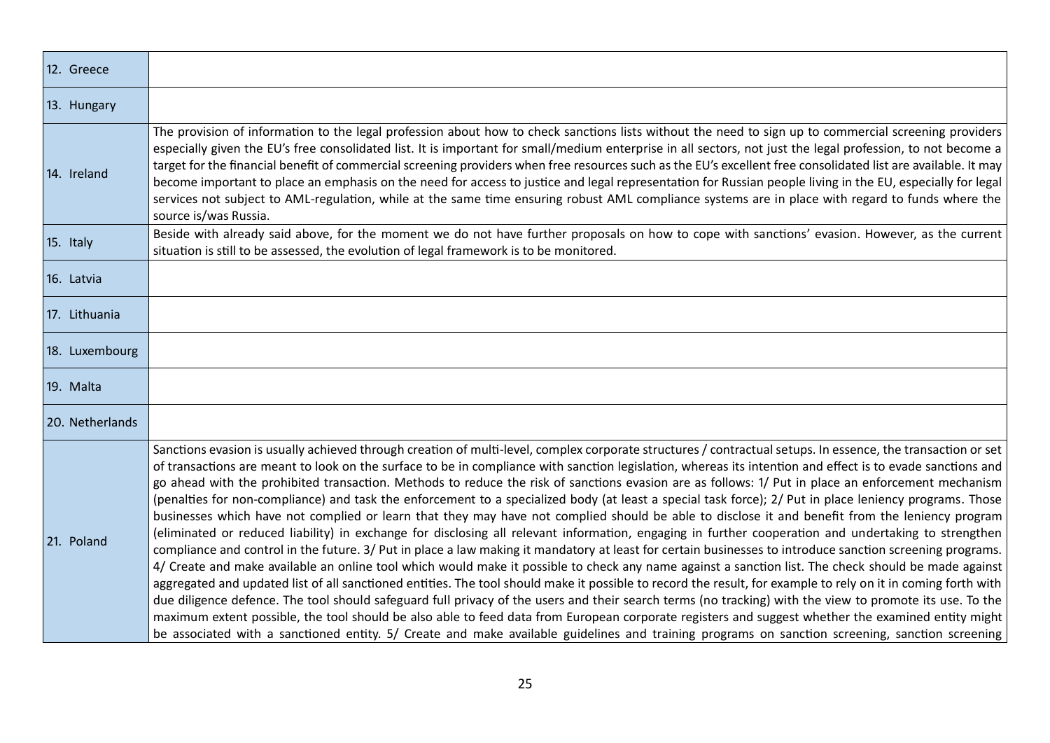| | |
|---|---|
| 12. Greece | |
| 13. Hungary | |
| 14. Ireland | The provision of information to the legal profession about how to check sanctions lists without the need to sign up to commercial screening providers especially given the EU's free consolidated list. It is important for small/medium enterprise in all sectors, not just the legal profession, to not become a target for the financial benefit of commercial screening providers when free resources such as the EU's excellent free consolidated list are available. It may become important to place an emphasis on the need for access to justice and legal representation for Russian people living in the EU, especially for legal services not subject to AML-regulation, while at the same time ensuring robust AML compliance systems are in place with regard to funds where the source is/was Russia. |
| 15. Italy | Beside with already said above, for the moment we do not have further proposals on how to cope with sanctions' evasion. However, as the current situation is still to be assessed, the evolution of legal framework is to be monitored. |
| 16. Latvia | |
| 17. Lithuania | |
| 18. Luxembourg | |
| 19. Malta | |
| 20. Netherlands | |
| 21. Poland | Sanctions evasion is usually achieved through creation of multi-level, complex corporate structures / contractual setups. In essence, the transaction or set of transactions are meant to look on the surface to be in compliance with sanction legislation, whereas its intention and effect is to evade sanctions and go ahead with the prohibited transaction. Methods to reduce the risk of sanctions evasion are as follows: 1/ Put in place an enforcement mechanism (penalties for non-compliance) and task the enforcement to a specialized body (at least a special task force); 2/ Put in place leniency programs. Those businesses which have not complied or learn that they may have not complied should be able to disclose it and benefit from the leniency program (eliminated or reduced liability) in exchange for disclosing all relevant information, engaging in further cooperation and undertaking to strengthen compliance and control in the future. 3/ Put in place a law making it mandatory at least for certain businesses to introduce sanction screening programs. 4/ Create and make available an online tool which would make it possible to check any name against a sanction list. The check should be made against aggregated and updated list of all sanctioned entities. The tool should make it possible to record the result, for example to rely on it in coming forth with due diligence defence. The tool should safeguard full privacy of the users and their search terms (no tracking) with the view to promote its use. To the maximum extent possible, the tool should be also able to feed data from European corporate registers and suggest whether the examined entity might be associated with a sanctioned entity. 5/ Create and make available guidelines and training programs on sanction screening, sanction screening |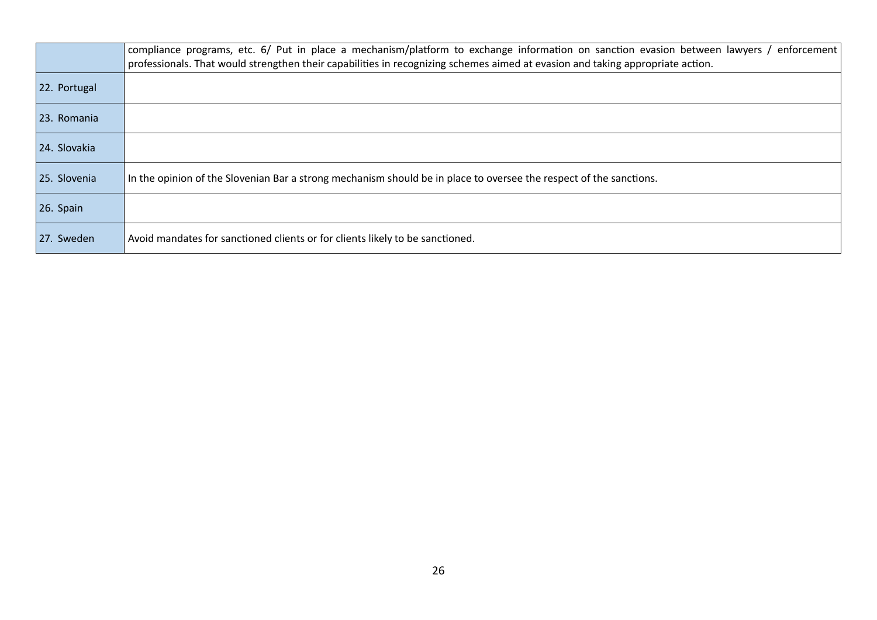| | |
|---|---|
| | compliance programs, etc. 6/ Put in place a mechanism/platform to exchange information on sanction evasion between lawyers / enforcement professionals. That would strengthen their capabilities in recognizing schemes aimed at evasion and taking appropriate action. |
| 22. Portugal | |
| 23. Romania | |
| 24. Slovakia | |
| 25. Slovenia | In the opinion of the Slovenian Bar a strong mechanism should be in place to oversee the respect of the sanctions. |
| 26. Spain | |
| 27. Sweden | Avoid mandates for sanctioned clients or for clients likely to be sanctioned. |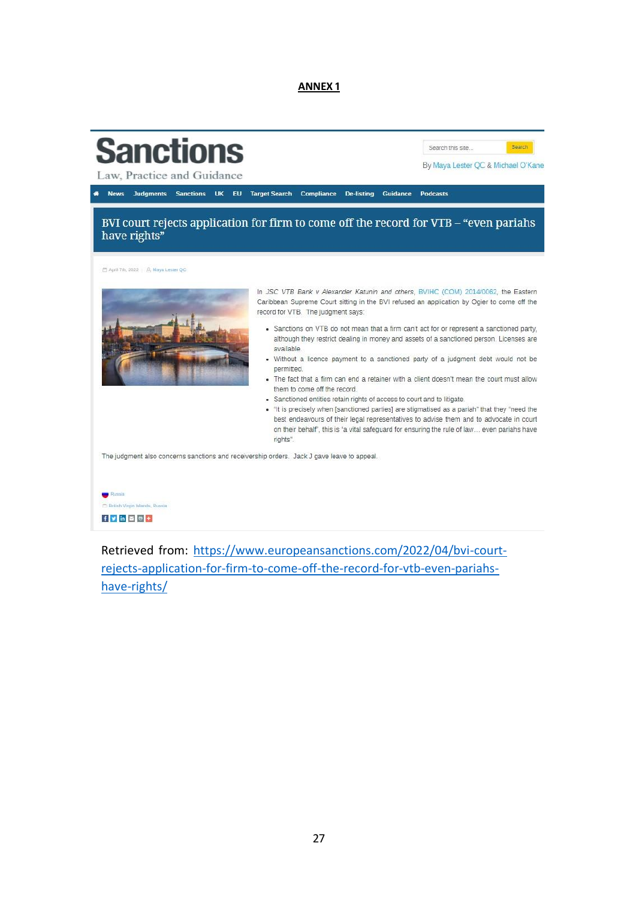# ANNEX 1

**Sanctions**

Law, Practice and Guidance

Search this site... Search

By Maya Lester QC & Michael O'Kane

News Judgments Sanctions UK EU Target Search Compliance De-listing Guidance Podcasts

## BVI court rejects application for firm to come off the record for VTB – "even pariahs have rights"

April 7th, 2022 | Maya Lester QC

In *JSC VTB Bank v Alexander Katunin and others*, BVIHC (COM) 2014/0062, the Eastern Caribbean Supreme Court sitting in the BVI refused an application by Ogier to come off the record for VTB. The judgment says:

- Sanctions on VTB do not mean that a firm can't act for or represent a sanctioned party, although they restrict dealing in money and assets of a sanctioned person. Licenses are available.
- Without a licence payment to a sanctioned party of a judgment debt would not be permitted.
- The fact that a firm can end a retainer with a client doesn't mean the court must allow them to come off the record.
- Sanctioned entities retain rights of access to court and to litigate.
- "It is precisely when [sanctioned parties] are stigmatised as a pariah" that they "need the best endeavours of their legal representatives to advise them and to advocate in court on their behalf", this is 'a vital safeguard for ensuring the rule of law… even pariahs have rights".

The judgment also concerns sanctions and receivership orders. Jack J gave leave to appeal.

Russia

British Virgin Islands, Russia

Retrieved from: https://www.europeansanctions.com/2022/04/bvi-court-rejects-application-for-firm-to-come-off-the-record-for-vtb-even-pariahs-have-rights/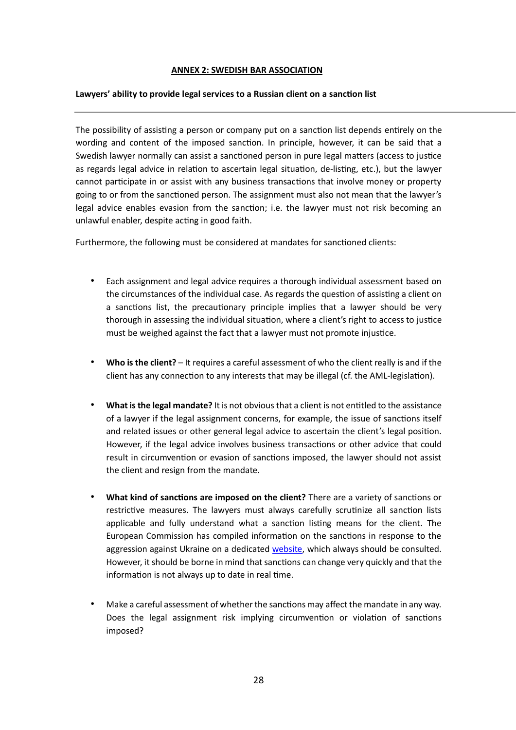**ANNEX 2: SWEDISH BAR ASSOCIATION**

**Lawyers' ability to provide legal services to a Russian client on a sanction list**

---

The possibility of assisting a person or company put on a sanction list depends entirely on the wording and content of the imposed sanction. In principle, however, it can be said that a Swedish lawyer normally can assist a sanctioned person in pure legal matters (access to justice as regards legal advice in relation to ascertain legal situation, de-listing, etc.), but the lawyer cannot participate in or assist with any business transactions that involve money or property going to or from the sanctioned person. The assignment must also not mean that the lawyer's legal advice enables evasion from the sanction; i.e. the lawyer must not risk becoming an unlawful enabler, despite acting in good faith.

Furthermore, the following must be considered at mandates for sanctioned clients:

- Each assignment and legal advice requires a thorough individual assessment based on the circumstances of the individual case. As regards the question of assisting a client on a sanctions list, the precautionary principle implies that a lawyer should be very thorough in assessing the individual situation, where a client's right to access to justice must be weighed against the fact that a lawyer must not promote injustice.

- **Who is the client?** – It requires a careful assessment of who the client really is and if the client has any connection to any interests that may be illegal (cf. the AML-legislation).

- **What is the legal mandate?** It is not obvious that a client is not entitled to the assistance of a lawyer if the legal assignment concerns, for example, the issue of sanctions itself and related issues or other general legal advice to ascertain the client's legal position. However, if the legal advice involves business transactions or other advice that could result in circumvention or evasion of sanctions imposed, the lawyer should not assist the client and resign from the mandate.

- **What kind of sanctions are imposed on the client?** There are a variety of sanctions or restrictive measures. The lawyers must always carefully scrutinize all sanction lists applicable and fully understand what a sanction listing means for the client. The European Commission has compiled information on the sanctions in response to the aggression against Ukraine on a dedicated website, which always should be consulted. However, it should be borne in mind that sanctions can change very quickly and that the information is not always up to date in real time.

- Make a careful assessment of whether the sanctions may affect the mandate in any way. Does the legal assignment risk implying circumvention or violation of sanctions imposed?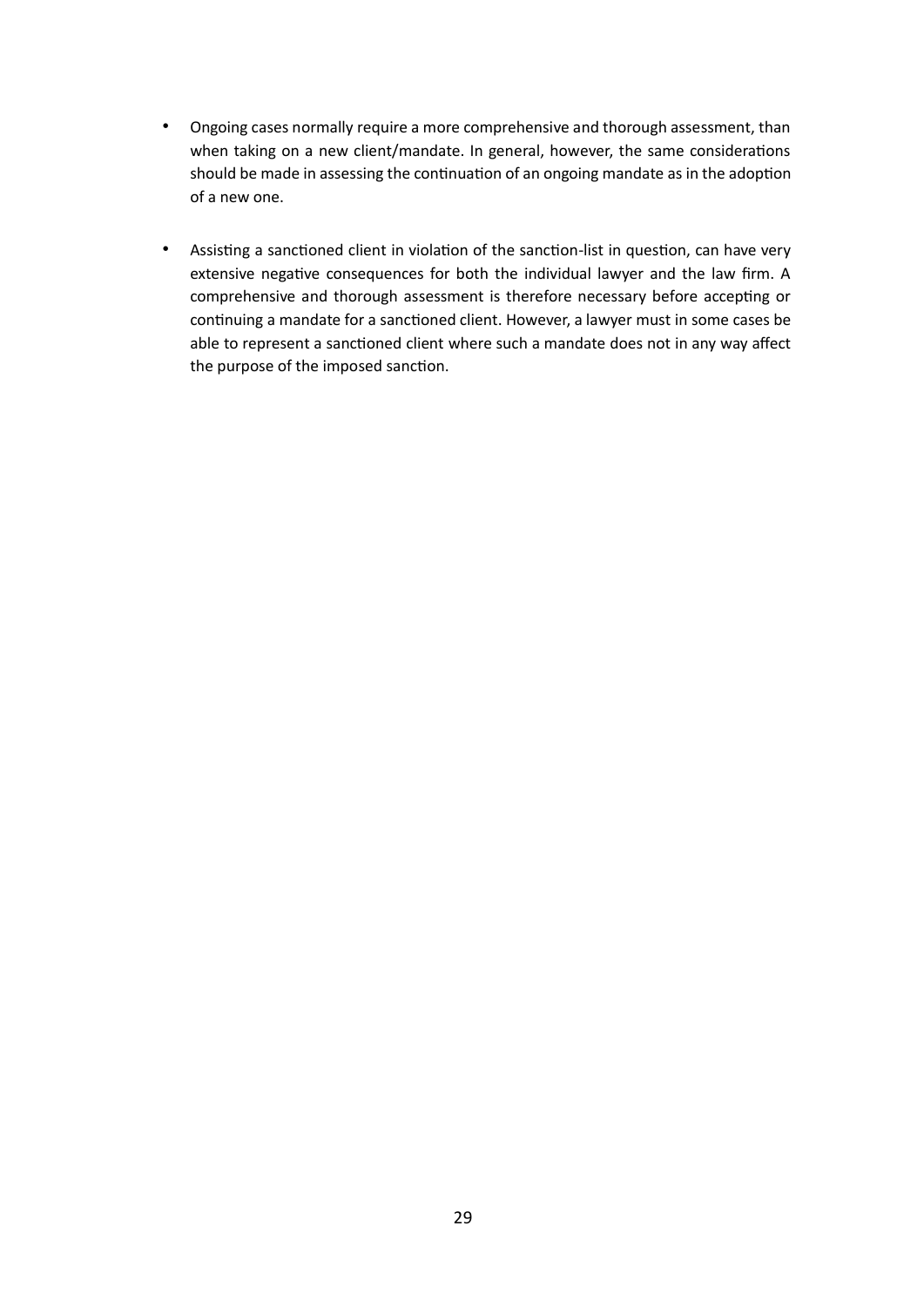- Ongoing cases normally require a more comprehensive and thorough assessment, than when taking on a new client/mandate. In general, however, the same considerations should be made in assessing the continuation of an ongoing mandate as in the adoption of a new one.

- Assisting a sanctioned client in violation of the sanction-list in question, can have very extensive negative consequences for both the individual lawyer and the law firm. A comprehensive and thorough assessment is therefore necessary before accepting or continuing a mandate for a sanctioned client. However, a lawyer must in some cases be able to represent a sanctioned client where such a mandate does not in any way affect the purpose of the imposed sanction.